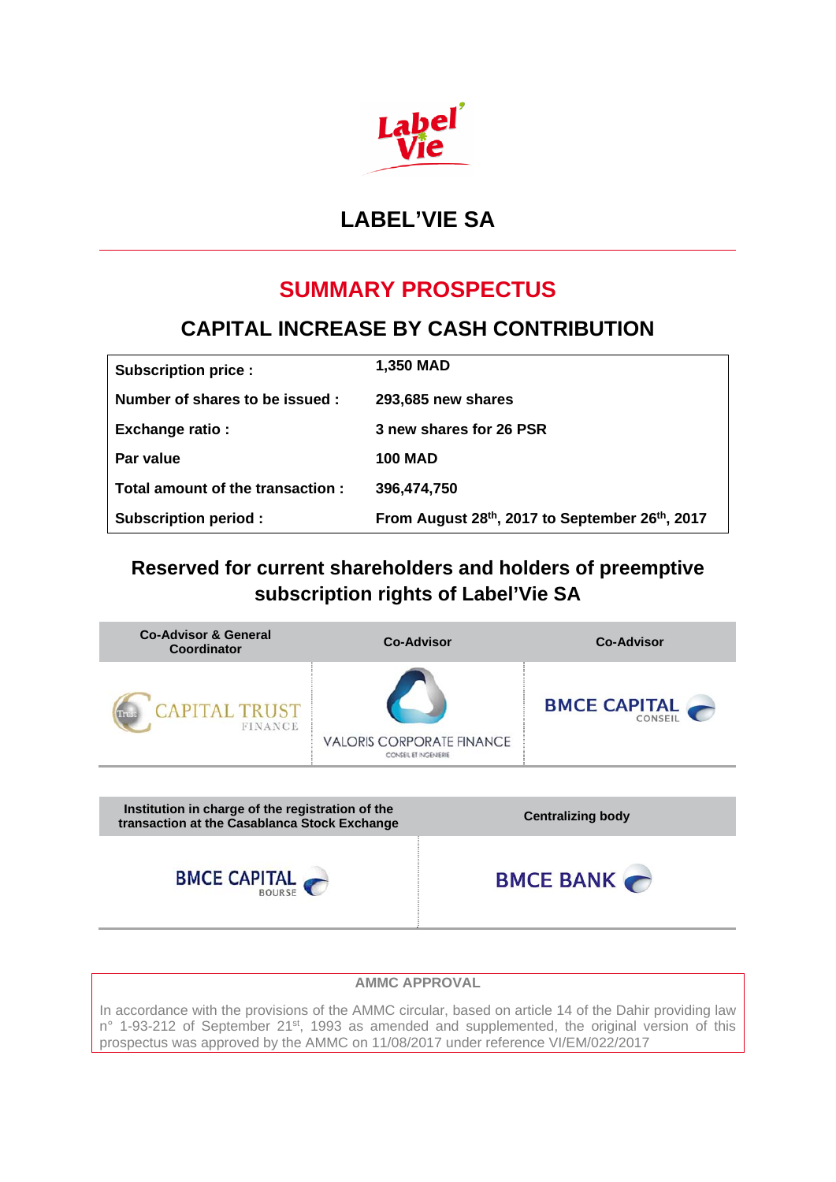# LABEL'VIE SA

## SUMMARY PROSPECTUS

## CAPITAL INCREASE BY CASH CONTRIBUTION

| | |
|---|---|
| **Subscription price :** | **1,350 MAD** |
| **Number of shares to be issued :** | **293,685 new shares** |
| **Exchange ratio :** | **3 new shares for 26 PSR** |
| **Par value** | **100 MAD** |
| **Total amount of the transaction :** | **396,474,750** |
| **Subscription period :** | **From August 28th, 2017 to September 26th, 2017** |

### Reserved for current shareholders and holders of preemptive subscription rights of Label'Vie SA

| Co-Advisor & General Coordinator | Co-Advisor | Co-Advisor |
|---|---|---|
| CAPITAL TRUST FINANCE | VALORIS CORPORATE FINANCE CONSEIL ET INGENIERIE | BMCE CAPITAL CONSEIL |

| Institution in charge of the registration of the transaction at the Casablanca Stock Exchange | Centralizing body |
|---|---|
| BMCE CAPITAL BOURSE | BMCE BANK |

**AMMC APPROVAL**

In accordance with the provisions of the AMMC circular, based on article 14 of the Dahir providing law n° 1-93-212 of September 21st, 1993 as amended and supplemented, the original version of this prospectus was approved by the AMMC on 11/08/2017 under reference VI/EM/022/2017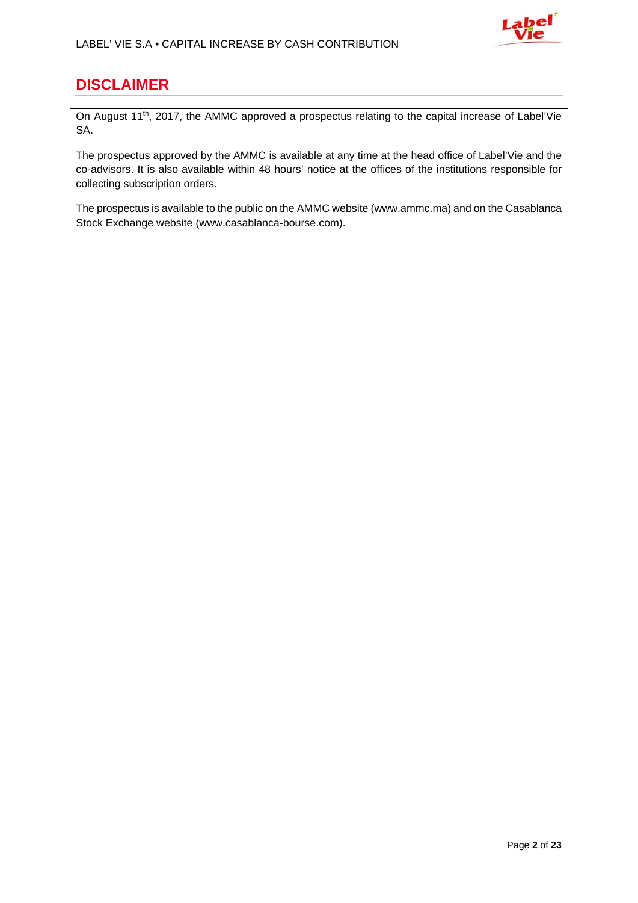# DISCLAIMER

On August 11th, 2017, the AMMC approved a prospectus relating to the capital increase of Label'Vie SA.

The prospectus approved by the AMMC is available at any time at the head office of Label'Vie and the co-advisors. It is also available within 48 hours' notice at the offices of the institutions responsible for collecting subscription orders.

The prospectus is available to the public on the AMMC website (www.ammc.ma) and on the Casablanca Stock Exchange website (www.casablanca-bourse.com).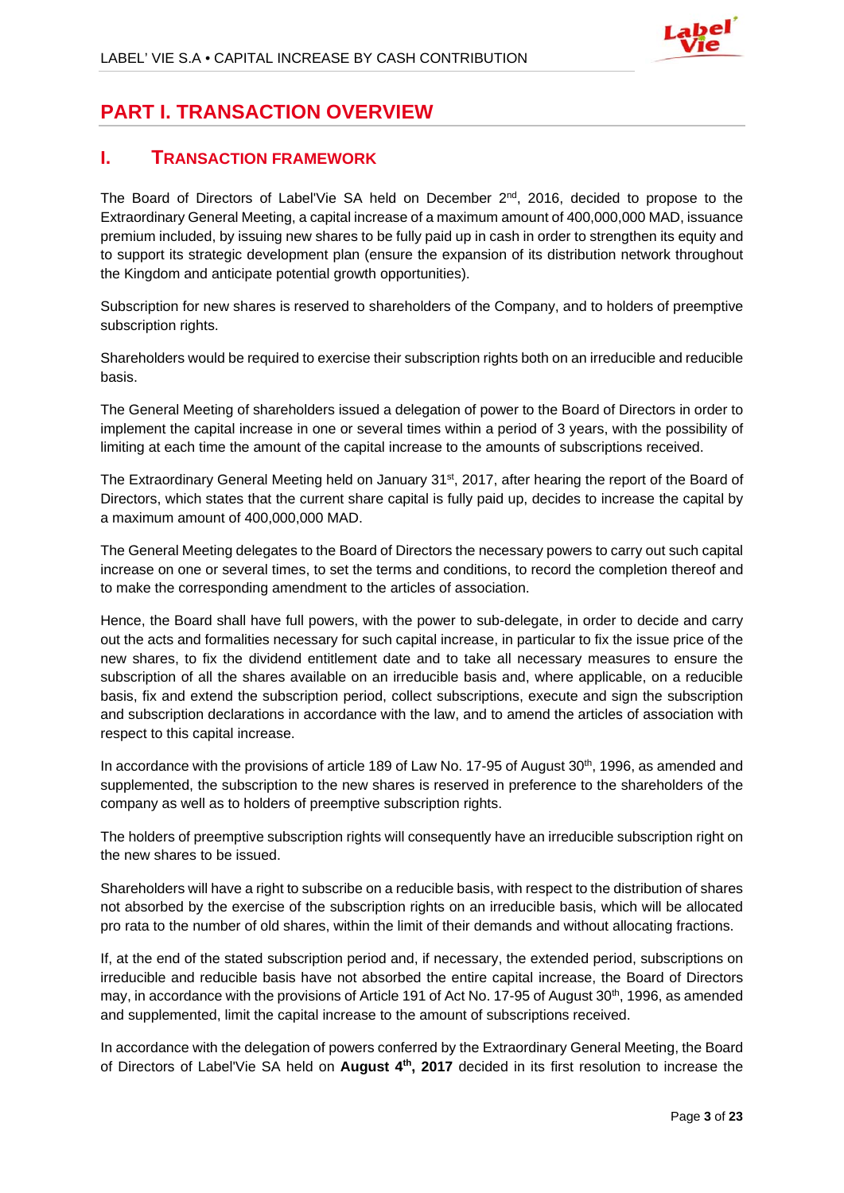# PART I. TRANSACTION OVERVIEW

## I. TRANSACTION FRAMEWORK

The Board of Directors of Label'Vie SA held on December 2nd, 2016, decided to propose to the Extraordinary General Meeting, a capital increase of a maximum amount of 400,000,000 MAD, issuance premium included, by issuing new shares to be fully paid up in cash in order to strengthen its equity and to support its strategic development plan (ensure the expansion of its distribution network throughout the Kingdom and anticipate potential growth opportunities).

Subscription for new shares is reserved to shareholders of the Company, and to holders of preemptive subscription rights.

Shareholders would be required to exercise their subscription rights both on an irreducible and reducible basis.

The General Meeting of shareholders issued a delegation of power to the Board of Directors in order to implement the capital increase in one or several times within a period of 3 years, with the possibility of limiting at each time the amount of the capital increase to the amounts of subscriptions received.

The Extraordinary General Meeting held on January 31st, 2017, after hearing the report of the Board of Directors, which states that the current share capital is fully paid up, decides to increase the capital by a maximum amount of 400,000,000 MAD.

The General Meeting delegates to the Board of Directors the necessary powers to carry out such capital increase on one or several times, to set the terms and conditions, to record the completion thereof and to make the corresponding amendment to the articles of association.

Hence, the Board shall have full powers, with the power to sub-delegate, in order to decide and carry out the acts and formalities necessary for such capital increase, in particular to fix the issue price of the new shares, to fix the dividend entitlement date and to take all necessary measures to ensure the subscription of all the shares available on an irreducible basis and, where applicable, on a reducible basis, fix and extend the subscription period, collect subscriptions, execute and sign the subscription and subscription declarations in accordance with the law, and to amend the articles of association with respect to this capital increase.

In accordance with the provisions of article 189 of Law No. 17-95 of August 30th, 1996, as amended and supplemented, the subscription to the new shares is reserved in preference to the shareholders of the company as well as to holders of preemptive subscription rights.

The holders of preemptive subscription rights will consequently have an irreducible subscription right on the new shares to be issued.

Shareholders will have a right to subscribe on a reducible basis, with respect to the distribution of shares not absorbed by the exercise of the subscription rights on an irreducible basis, which will be allocated pro rata to the number of old shares, within the limit of their demands and without allocating fractions.

If, at the end of the stated subscription period and, if necessary, the extended period, subscriptions on irreducible and reducible basis have not absorbed the entire capital increase, the Board of Directors may, in accordance with the provisions of Article 191 of Act No. 17-95 of August 30th, 1996, as amended and supplemented, limit the capital increase to the amount of subscriptions received.

In accordance with the delegation of powers conferred by the Extraordinary General Meeting, the Board of Directors of Label'Vie SA held on **August 4th, 2017** decided in its first resolution to increase the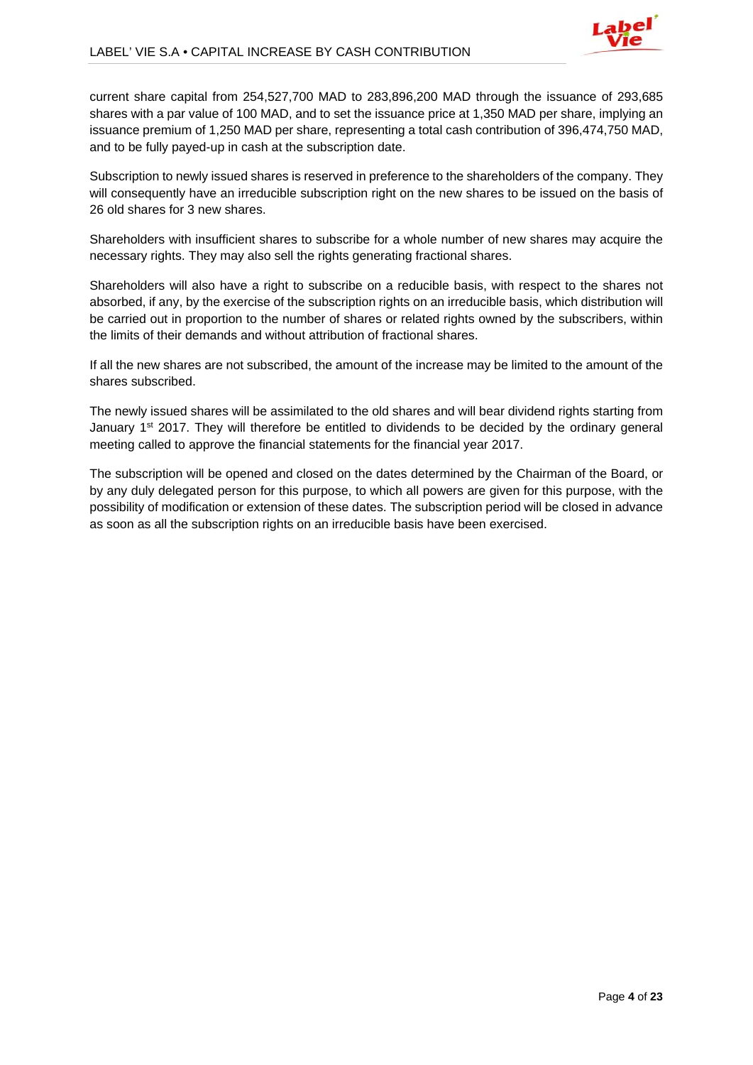current share capital from 254,527,700 MAD to 283,896,200 MAD through the issuance of 293,685 shares with a par value of 100 MAD, and to set the issuance price at 1,350 MAD per share, implying an issuance premium of 1,250 MAD per share, representing a total cash contribution of 396,474,750 MAD, and to be fully payed-up in cash at the subscription date.

Subscription to newly issued shares is reserved in preference to the shareholders of the company. They will consequently have an irreducible subscription right on the new shares to be issued on the basis of 26 old shares for 3 new shares.

Shareholders with insufficient shares to subscribe for a whole number of new shares may acquire the necessary rights. They may also sell the rights generating fractional shares.

Shareholders will also have a right to subscribe on a reducible basis, with respect to the shares not absorbed, if any, by the exercise of the subscription rights on an irreducible basis, which distribution will be carried out in proportion to the number of shares or related rights owned by the subscribers, within the limits of their demands and without attribution of fractional shares.

If all the new shares are not subscribed, the amount of the increase may be limited to the amount of the shares subscribed.

The newly issued shares will be assimilated to the old shares and will bear dividend rights starting from January 1st 2017. They will therefore be entitled to dividends to be decided by the ordinary general meeting called to approve the financial statements for the financial year 2017.

The subscription will be opened and closed on the dates determined by the Chairman of the Board, or by any duly delegated person for this purpose, to which all powers are given for this purpose, with the possibility of modification or extension of these dates. The subscription period will be closed in advance as soon as all the subscription rights on an irreducible basis have been exercised.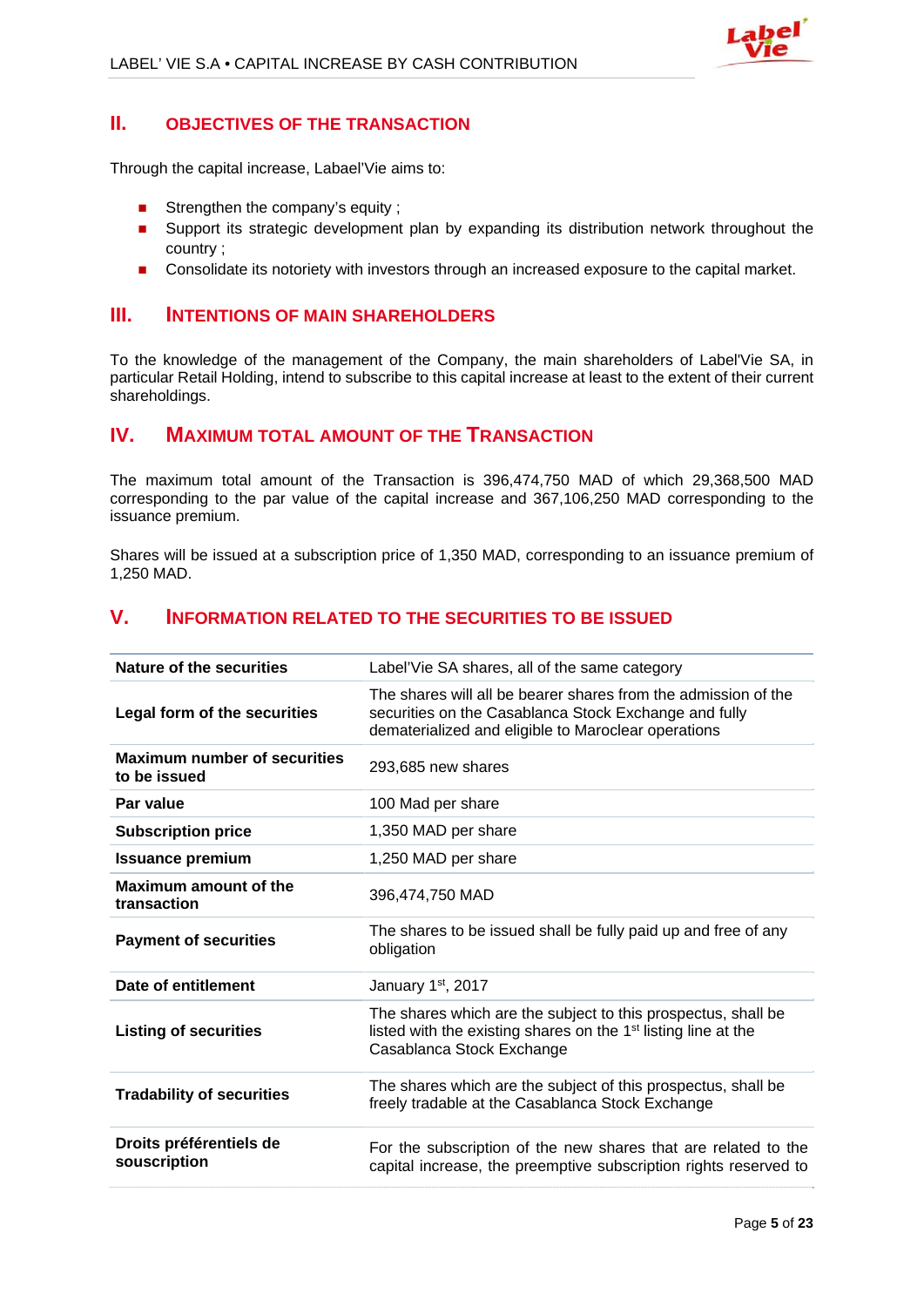## II. OBJECTIVES OF THE TRANSACTION

Through the capital increase, Labael'Vie aims to:

- Strengthen the company's equity ;
- Support its strategic development plan by expanding its distribution network throughout the country ;
- Consolidate its notoriety with investors through an increased exposure to the capital market.

## III. INTENTIONS OF MAIN SHAREHOLDERS

To the knowledge of the management of the Company, the main shareholders of Label'Vie SA, in particular Retail Holding, intend to subscribe to this capital increase at least to the extent of their current shareholdings.

## IV. MAXIMUM TOTAL AMOUNT OF THE TRANSACTION

The maximum total amount of the Transaction is 396,474,750 MAD of which 29,368,500 MAD corresponding to the par value of the capital increase and 367,106,250 MAD corresponding to the issuance premium.

Shares will be issued at a subscription price of 1,350 MAD, corresponding to an issuance premium of 1,250 MAD.

## V. INFORMATION RELATED TO THE SECURITIES TO BE ISSUED

| | |
|---|---|
| **Nature of the securities** | Label'Vie SA shares, all of the same category |
| **Legal form of the securities** | The shares will all be bearer shares from the admission of the securities on the Casablanca Stock Exchange and fully dematerialized and eligible to Maroclear operations |
| **Maximum number of securities to be issued** | 293,685 new shares |
| **Par value** | 100 Mad per share |
| **Subscription price** | 1,350 MAD per share |
| **Issuance premium** | 1,250 MAD per share |
| **Maximum amount of the transaction** | 396,474,750 MAD |
| **Payment of securities** | The shares to be issued shall be fully paid up and free of any obligation |
| **Date of entitlement** | January 1st, 2017 |
| **Listing of securities** | The shares which are the subject to this prospectus, shall be listed with the existing shares on the 1st listing line at the Casablanca Stock Exchange |
| **Tradability of securities** | The shares which are the subject of this prospectus, shall be freely tradable at the Casablanca Stock Exchange |
| **Droits préférentiels de souscription** | For the subscription of the new shares that are related to the capital increase, the preemptive subscription rights reserved to |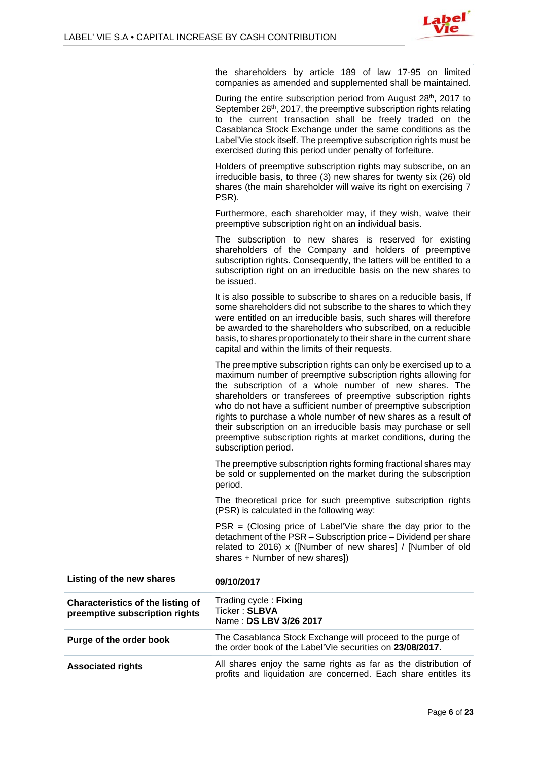| | |
|---|---|
| | the shareholders by article 189 of law 17-95 on limited companies as amended and supplemented shall be maintained.<br><br>During the entire subscription period from August 28th, 2017 to September 26th, 2017, the preemptive subscription rights relating to the current transaction shall be freely traded on the Casablanca Stock Exchange under the same conditions as the Label'Vie stock itself. The preemptive subscription rights must be exercised during this period under penalty of forfeiture.<br><br>Holders of preemptive subscription rights may subscribe, on an irreducible basis, to three (3) new shares for twenty six (26) old shares (the main shareholder will waive its right on exercising 7 PSR).<br><br>Furthermore, each shareholder may, if they wish, waive their preemptive subscription right on an individual basis.<br><br>The subscription to new shares is reserved for existing shareholders of the Company and holders of preemptive subscription rights. Consequently, the latters will be entitled to a subscription right on an irreducible basis on the new shares to be issued.<br><br>It is also possible to subscribe to shares on a reducible basis, If some shareholders did not subscribe to the shares to which they were entitled on an irreducible basis, such shares will therefore be awarded to the shareholders who subscribed, on a reducible basis, to shares proportionately to their share in the current share capital and within the limits of their requests.<br><br>The preemptive subscription rights can only be exercised up to a maximum number of preemptive subscription rights allowing for the subscription of a whole number of new shares. The shareholders or transferees of preemptive subscription rights who do not have a sufficient number of preemptive subscription rights to purchase a whole number of new shares as a result of their subscription on an irreducible basis may purchase or sell preemptive subscription rights at market conditions, during the subscription period.<br><br>The preemptive subscription rights forming fractional shares may be sold or supplemented on the market during the subscription period.<br><br>The theoretical price for such preemptive subscription rights (PSR) is calculated in the following way:<br><br>PSR = (Closing price of Label'Vie share the day prior to the detachment of the PSR – Subscription price – Dividend per share related to 2016) x ([Number of new shares] / [Number of old shares + Number of new shares]) |
| **Listing of the new shares** | **09/10/2017** |
| **Characteristics of the listing of preemptive subscription rights** | Trading cycle : **Fixing**<br>Ticker : **SLBVA**<br>Name : **DS LBV 3/26 2017** |
| **Purge of the order book** | The Casablanca Stock Exchange will proceed to the purge of the order book of the Label'Vie securities on **23/08/2017.** |
| **Associated rights** | All shares enjoy the same rights as far as the distribution of profits and liquidation are concerned. Each share entitles its |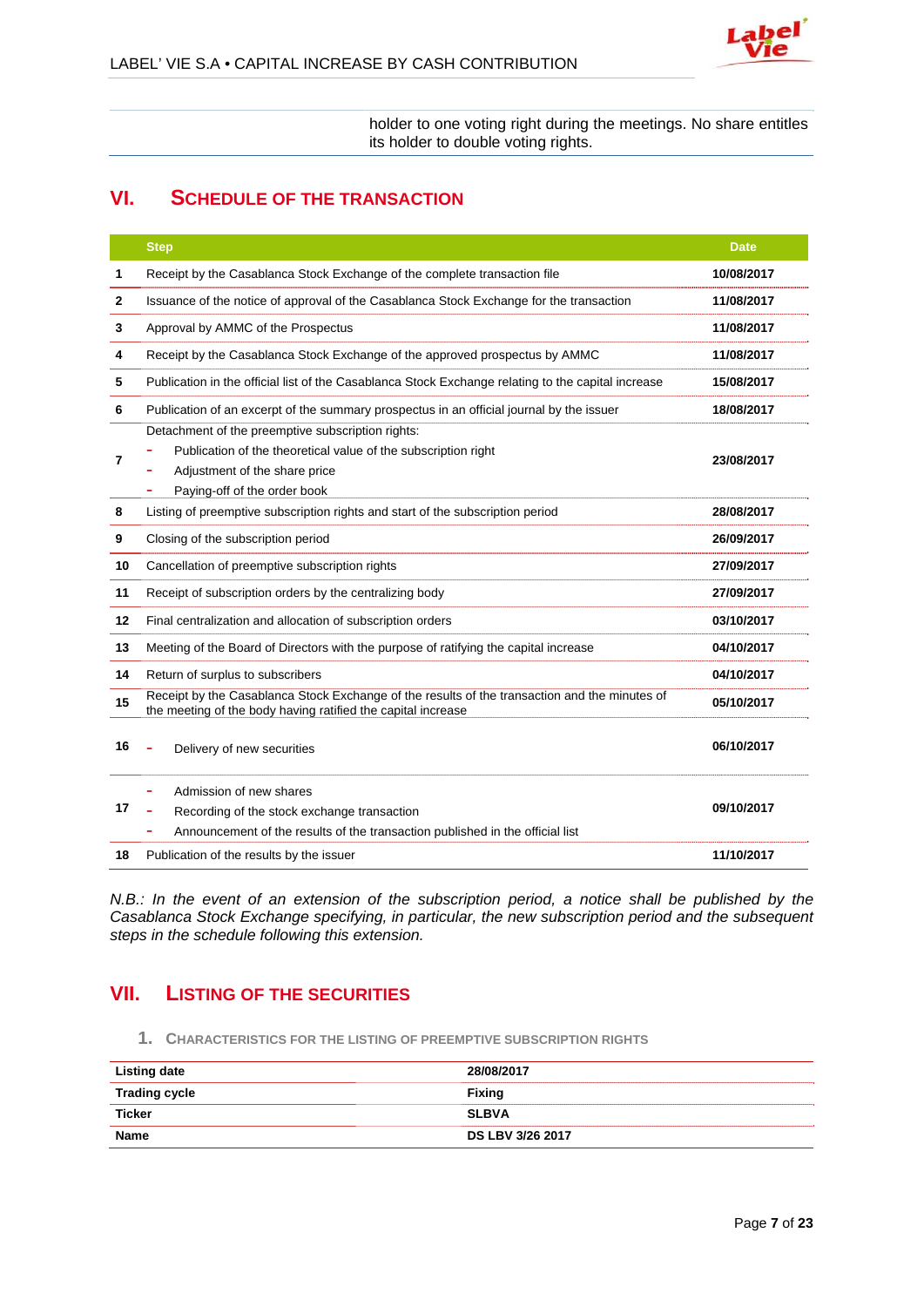| | |
|---|---|
| | holder to one voting right during the meetings. No share entitles its holder to double voting rights. |

## VI. Schedule of the transaction

| | Step | Date |
|---|---|---|
| 1 | Receipt by the Casablanca Stock Exchange of the complete transaction file | 10/08/2017 |
| 2 | Issuance of the notice of approval of the Casablanca Stock Exchange for the transaction | 11/08/2017 |
| 3 | Approval by AMMC of the Prospectus | 11/08/2017 |
| 4 | Receipt by the Casablanca Stock Exchange of the approved prospectus by AMMC | 11/08/2017 |
| 5 | Publication in the official list of the Casablanca Stock Exchange relating to the capital increase | 15/08/2017 |
| 6 | Publication of an excerpt of the summary prospectus in an official journal by the issuer | 18/08/2017 |
| 7 | Detachment of the preemptive subscription rights:<br>- Publication of the theoretical value of the subscription right<br>- Adjustment of the share price<br>- Paying-off of the order book | 23/08/2017 |
| 8 | Listing of preemptive subscription rights and start of the subscription period | 28/08/2017 |
| 9 | Closing of the subscription period | 26/09/2017 |
| 10 | Cancellation of preemptive subscription rights | 27/09/2017 |
| 11 | Receipt of subscription orders by the centralizing body | 27/09/2017 |
| 12 | Final centralization and allocation of subscription orders | 03/10/2017 |
| 13 | Meeting of the Board of Directors with the purpose of ratifying the capital increase | 04/10/2017 |
| 14 | Return of surplus to subscribers | 04/10/2017 |
| 15 | Receipt by the Casablanca Stock Exchange of the results of the transaction and the minutes of the meeting of the body having ratified the capital increase | 05/10/2017 |
| 16 | - Delivery of new securities | 06/10/2017 |
| 17 | - Admission of new shares<br>- Recording of the stock exchange transaction<br>- Announcement of the results of the transaction published in the official list | 09/10/2017 |
| 18 | Publication of the results by the issuer | 11/10/2017 |

*N.B.: In the event of an extension of the subscription period, a notice shall be published by the Casablanca Stock Exchange specifying, in particular, the new subscription period and the subsequent steps in the schedule following this extension.*

## VII. Listing of the securities

### 1. Characteristics for the listing of preemptive subscription rights

| | |
|---|---|
| **Listing date** | **28/08/2017** |
| **Trading cycle** | **Fixing** |
| **Ticker** | **SLBVA** |
| **Name** | **DS LBV 3/26 2017** |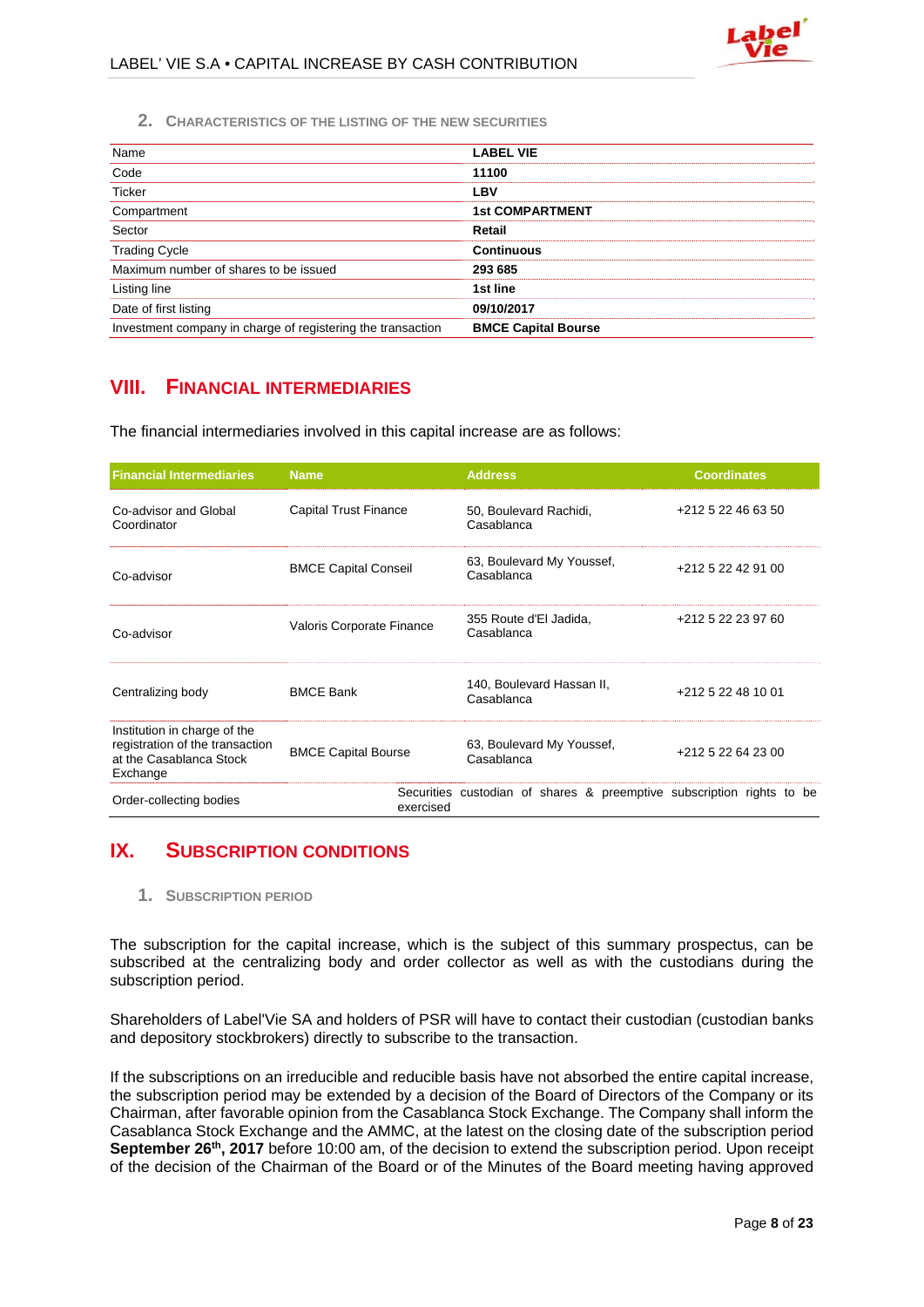### 2. Characteristics of the listing of the new securities

| Name | LABEL VIE |
|---|---|
| Code | **11100** |
| Ticker | **LBV** |
| Compartment | **1st COMPARTMENT** |
| Sector | **Retail** |
| Trading Cycle | **Continuous** |
| Maximum number of shares to be issued | **293 685** |
| Listing line | **1st line** |
| Date of first listing | **09/10/2017** |
| Investment company in charge of registering the transaction | **BMCE Capital Bourse** |

## VIII. Financial intermediaries

The financial intermediaries involved in this capital increase are as follows:

| Financial Intermediaries | Name | Address | Coordinates |
|---|---|---|---|
| Co-advisor and Global Coordinator | Capital Trust Finance | 50, Boulevard Rachidi, Casablanca | +212 5 22 46 63 50 |
| Co-advisor | BMCE Capital Conseil | 63, Boulevard My Youssef, Casablanca | +212 5 22 42 91 00 |
| Co-advisor | Valoris Corporate Finance | 355 Route d'El Jadida, Casablanca | +212 5 22 23 97 60 |
| Centralizing body | BMCE Bank | 140, Boulevard Hassan II, Casablanca | +212 5 22 48 10 01 |
| Institution in charge of the registration of the transaction at the Casablanca Stock Exchange | BMCE Capital Bourse | 63, Boulevard My Youssef, Casablanca | +212 5 22 64 23 00 |
| Order-collecting bodies | Securities custodian of shares & preemptive subscription rights to be exercised | | |

## IX. Subscription conditions

### 1. Subscription period

The subscription for the capital increase, which is the subject of this summary prospectus, can be subscribed at the centralizing body and order collector as well as with the custodians during the subscription period.

Shareholders of Label'Vie SA and holders of PSR will have to contact their custodian (custodian banks and depository stockbrokers) directly to subscribe to the transaction.

If the subscriptions on an irreducible and reducible basis have not absorbed the entire capital increase, the subscription period may be extended by a decision of the Board of Directors of the Company or its Chairman, after favorable opinion from the Casablanca Stock Exchange. The Company shall inform the Casablanca Stock Exchange and the AMMC, at the latest on the closing date of the subscription period **September 26th, 2017** before 10:00 am, of the decision to extend the subscription period. Upon receipt of the decision of the Chairman of the Board or of the Minutes of the Board meeting having approved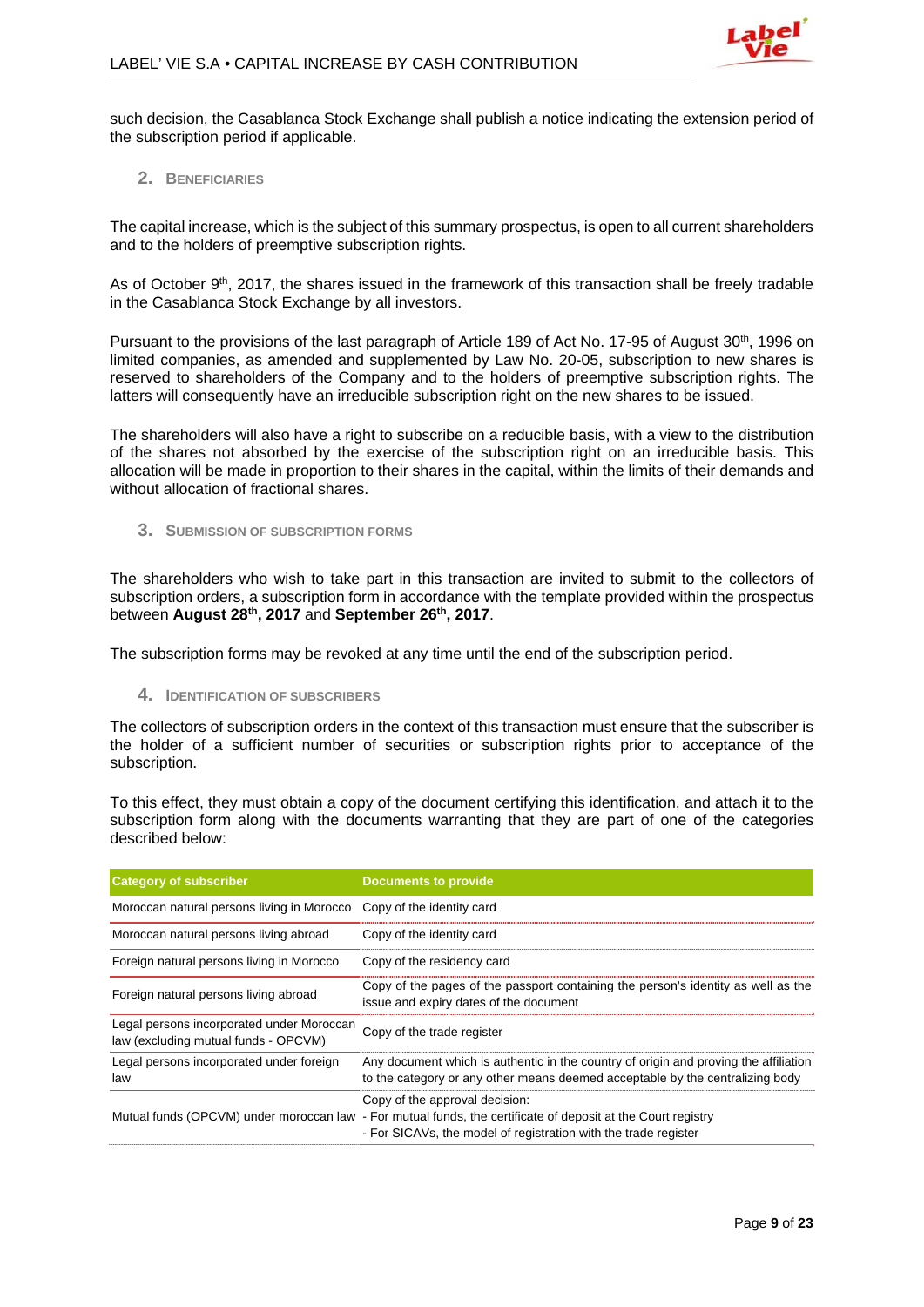such decision, the Casablanca Stock Exchange shall publish a notice indicating the extension period of the subscription period if applicable.

## 2. Beneficiaries

The capital increase, which is the subject of this summary prospectus, is open to all current shareholders and to the holders of preemptive subscription rights.

As of October 9th, 2017, the shares issued in the framework of this transaction shall be freely tradable in the Casablanca Stock Exchange by all investors.

Pursuant to the provisions of the last paragraph of Article 189 of Act No. 17-95 of August 30th, 1996 on limited companies, as amended and supplemented by Law No. 20-05, subscription to new shares is reserved to shareholders of the Company and to the holders of preemptive subscription rights. The latters will consequently have an irreducible subscription right on the new shares to be issued.

The shareholders will also have a right to subscribe on a reducible basis, with a view to the distribution of the shares not absorbed by the exercise of the subscription right on an irreducible basis. This allocation will be made in proportion to their shares in the capital, within the limits of their demands and without allocation of fractional shares.

## 3. Submission of subscription forms

The shareholders who wish to take part in this transaction are invited to submit to the collectors of subscription orders, a subscription form in accordance with the template provided within the prospectus between **August 28th, 2017** and **September 26th, 2017**.

The subscription forms may be revoked at any time until the end of the subscription period.

## 4. Identification of subscribers

The collectors of subscription orders in the context of this transaction must ensure that the subscriber is the holder of a sufficient number of securities or subscription rights prior to acceptance of the subscription.

To this effect, they must obtain a copy of the document certifying this identification, and attach it to the subscription form along with the documents warranting that they are part of one of the categories described below:

| Category of subscriber | Documents to provide |
|---|---|
| Moroccan natural persons living in Morocco | Copy of the identity card |
| Moroccan natural persons living abroad | Copy of the identity card |
| Foreign natural persons living in Morocco | Copy of the residency card |
| Foreign natural persons living abroad | Copy of the pages of the passport containing the person's identity as well as the issue and expiry dates of the document |
| Legal persons incorporated under Moroccan law (excluding mutual funds - OPCVM) | Copy of the trade register |
| Legal persons incorporated under foreign law | Any document which is authentic in the country of origin and proving the affiliation to the category or any other means deemed acceptable by the centralizing body |
| Mutual funds (OPCVM) under moroccan law | Copy of the approval decision:<br>- For mutual funds, the certificate of deposit at the Court registry<br>- For SICAVs, the model of registration with the trade register |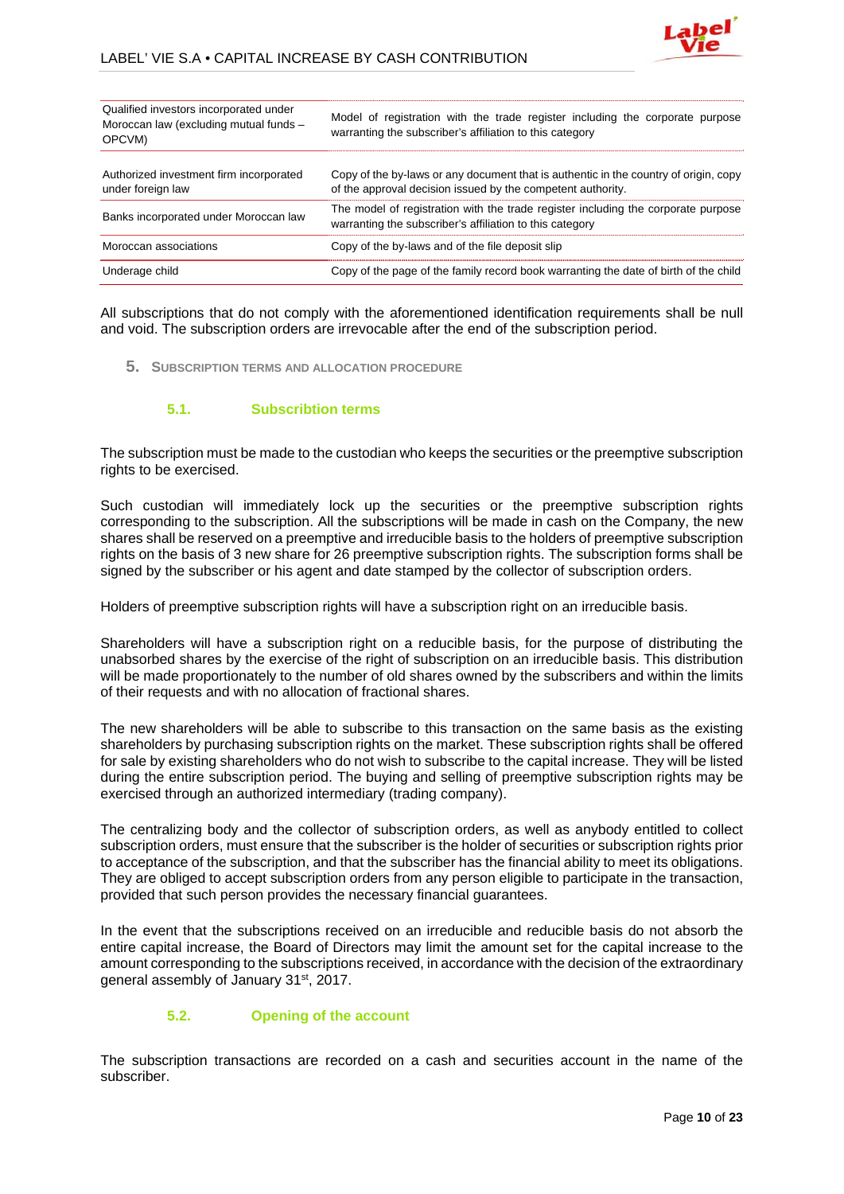| | |
|---|---|
| Qualified investors incorporated under Moroccan law (excluding mutual funds – OPCVM) | Model of registration with the trade register including the corporate purpose warranting the subscriber's affiliation to this category |
| Authorized investment firm incorporated under foreign law | Copy of the by-laws or any document that is authentic in the country of origin, copy of the approval decision issued by the competent authority. |
| Banks incorporated under Moroccan law | The model of registration with the trade register including the corporate purpose warranting the subscriber's affiliation to this category |
| Moroccan associations | Copy of the by-laws and of the file deposit slip |
| Underage child | Copy of the page of the family record book warranting the date of birth of the child |

All subscriptions that do not comply with the aforementioned identification requirements shall be null and void. The subscription orders are irrevocable after the end of the subscription period.

## 5. Subscription terms and allocation procedure

### 5.1. Subscribtion terms

The subscription must be made to the custodian who keeps the securities or the preemptive subscription rights to be exercised.

Such custodian will immediately lock up the securities or the preemptive subscription rights corresponding to the subscription. All the subscriptions will be made in cash on the Company, the new shares shall be reserved on a preemptive and irreducible basis to the holders of preemptive subscription rights on the basis of 3 new share for 26 preemptive subscription rights. The subscription forms shall be signed by the subscriber or his agent and date stamped by the collector of subscription orders.

Holders of preemptive subscription rights will have a subscription right on an irreducible basis.

Shareholders will have a subscription right on a reducible basis, for the purpose of distributing the unabsorbed shares by the exercise of the right of subscription on an irreducible basis. This distribution will be made proportionately to the number of old shares owned by the subscribers and within the limits of their requests and with no allocation of fractional shares.

The new shareholders will be able to subscribe to this transaction on the same basis as the existing shareholders by purchasing subscription rights on the market. These subscription rights shall be offered for sale by existing shareholders who do not wish to subscribe to the capital increase. They will be listed during the entire subscription period. The buying and selling of preemptive subscription rights may be exercised through an authorized intermediary (trading company).

The centralizing body and the collector of subscription orders, as well as anybody entitled to collect subscription orders, must ensure that the subscriber is the holder of securities or subscription rights prior to acceptance of the subscription, and that the subscriber has the financial ability to meet its obligations. They are obliged to accept subscription orders from any person eligible to participate in the transaction, provided that such person provides the necessary financial guarantees.

In the event that the subscriptions received on an irreducible and reducible basis do not absorb the entire capital increase, the Board of Directors may limit the amount set for the capital increase to the amount corresponding to the subscriptions received, in accordance with the decision of the extraordinary general assembly of January 31st, 2017.

### 5.2. Opening of the account

The subscription transactions are recorded on a cash and securities account in the name of the subscriber.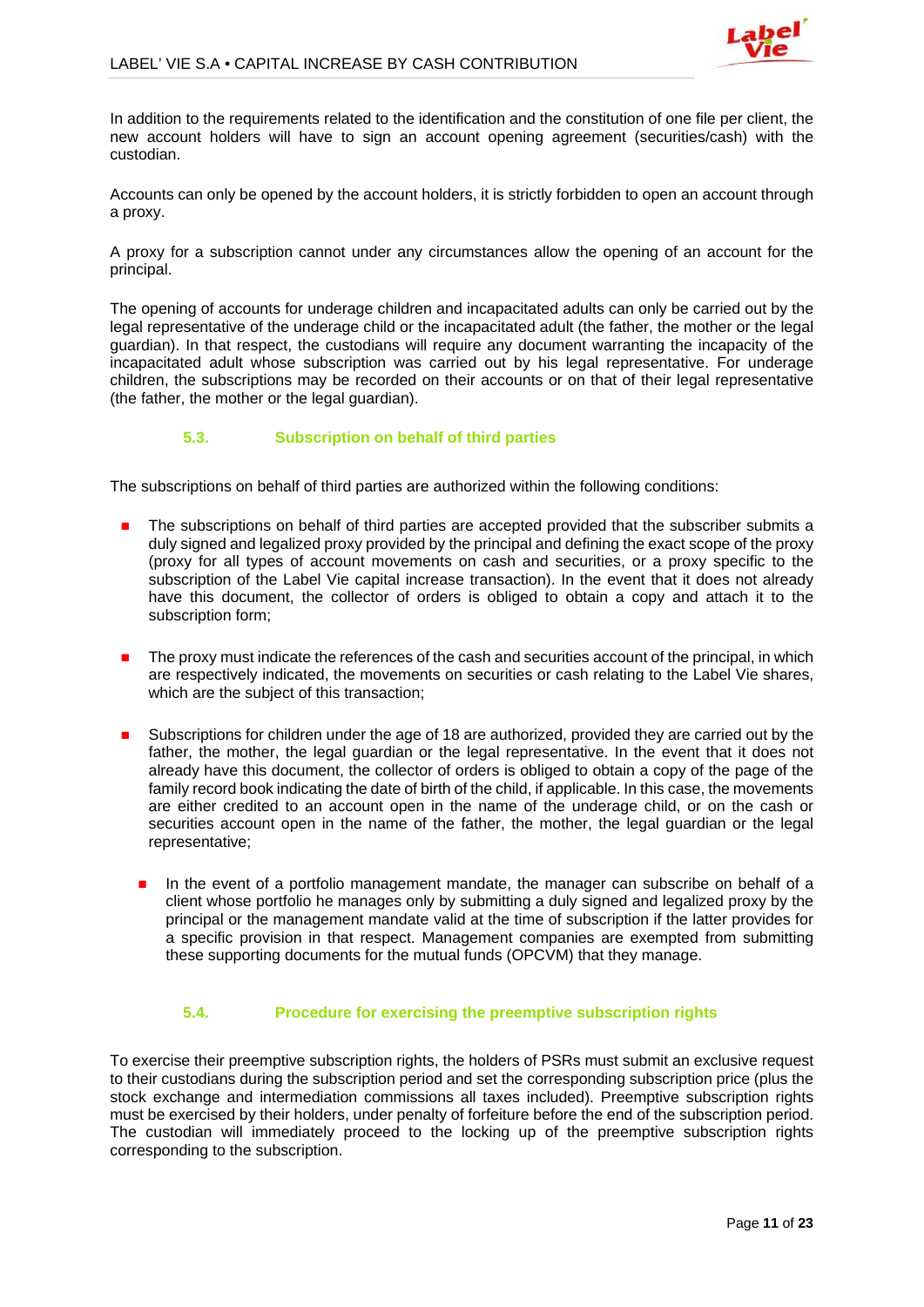In addition to the requirements related to the identification and the constitution of one file per client, the new account holders will have to sign an account opening agreement (securities/cash) with the custodian.

Accounts can only be opened by the account holders, it is strictly forbidden to open an account through a proxy.

A proxy for a subscription cannot under any circumstances allow the opening of an account for the principal.

The opening of accounts for underage children and incapacitated adults can only be carried out by the legal representative of the underage child or the incapacitated adult (the father, the mother or the legal guardian). In that respect, the custodians will require any document warranting the incapacity of the incapacitated adult whose subscription was carried out by his legal representative. For underage children, the subscriptions may be recorded on their accounts or on that of their legal representative (the father, the mother or the legal guardian).

### 5.3. Subscription on behalf of third parties

The subscriptions on behalf of third parties are authorized within the following conditions:

- The subscriptions on behalf of third parties are accepted provided that the subscriber submits a duly signed and legalized proxy provided by the principal and defining the exact scope of the proxy (proxy for all types of account movements on cash and securities, or a proxy specific to the subscription of the Label Vie capital increase transaction). In the event that it does not already have this document, the collector of orders is obliged to obtain a copy and attach it to the subscription form;

- The proxy must indicate the references of the cash and securities account of the principal, in which are respectively indicated, the movements on securities or cash relating to the Label Vie shares, which are the subject of this transaction;

- Subscriptions for children under the age of 18 are authorized, provided they are carried out by the father, the mother, the legal guardian or the legal representative. In the event that it does not already have this document, the collector of orders is obliged to obtain a copy of the page of the family record book indicating the date of birth of the child, if applicable. In this case, the movements are either credited to an account open in the name of the underage child, or on the cash or securities account open in the name of the father, the mother, the legal guardian or the legal representative;

  - In the event of a portfolio management mandate, the manager can subscribe on behalf of a client whose portfolio he manages only by submitting a duly signed and legalized proxy by the principal or the management mandate valid at the time of subscription if the latter provides for a specific provision in that respect. Management companies are exempted from submitting these supporting documents for the mutual funds (OPCVM) that they manage.

### 5.4. Procedure for exercising the preemptive subscription rights

To exercise their preemptive subscription rights, the holders of PSRs must submit an exclusive request to their custodians during the subscription period and set the corresponding subscription price (plus the stock exchange and intermediation commissions all taxes included). Preemptive subscription rights must be exercised by their holders, under penalty of forfeiture before the end of the subscription period. The custodian will immediately proceed to the locking up of the preemptive subscription rights corresponding to the subscription.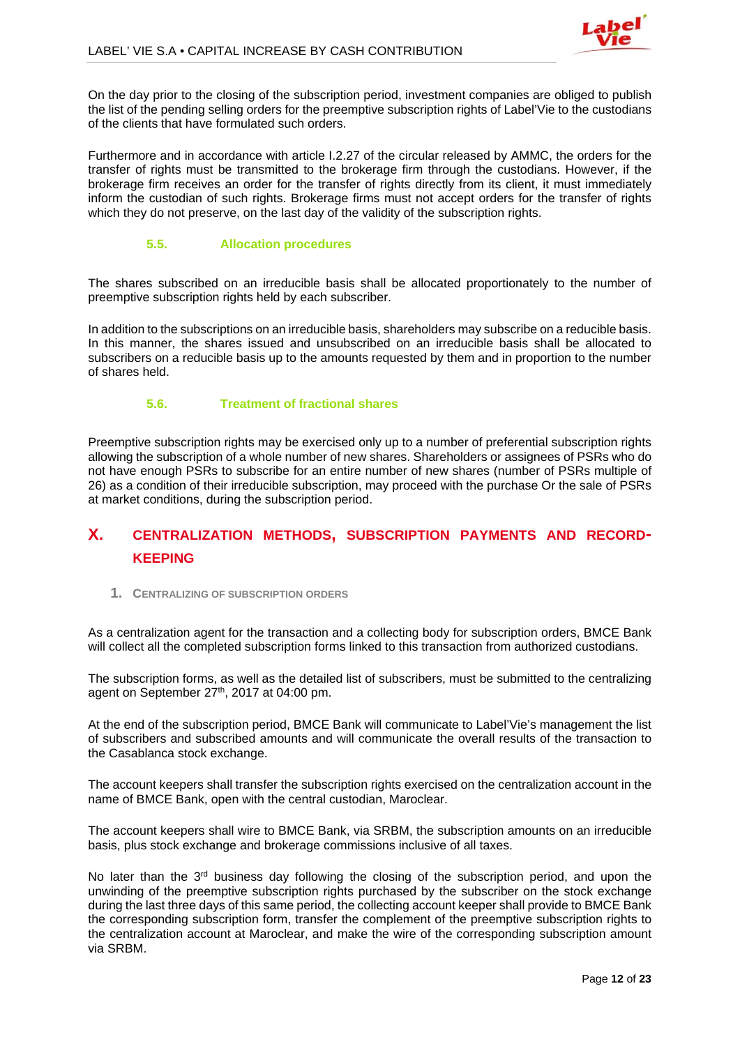On the day prior to the closing of the subscription period, investment companies are obliged to publish the list of the pending selling orders for the preemptive subscription rights of Label'Vie to the custodians of the clients that have formulated such orders.

Furthermore and in accordance with article I.2.27 of the circular released by AMMC, the orders for the transfer of rights must be transmitted to the brokerage firm through the custodians. However, if the brokerage firm receives an order for the transfer of rights directly from its client, it must immediately inform the custodian of such rights. Brokerage firms must not accept orders for the transfer of rights which they do not preserve, on the last day of the validity of the subscription rights.

### 5.5. Allocation procedures

The shares subscribed on an irreducible basis shall be allocated proportionately to the number of preemptive subscription rights held by each subscriber.

In addition to the subscriptions on an irreducible basis, shareholders may subscribe on a reducible basis. In this manner, the shares issued and unsubscribed on an irreducible basis shall be allocated to subscribers on a reducible basis up to the amounts requested by them and in proportion to the number of shares held.

### 5.6. Treatment of fractional shares

Preemptive subscription rights may be exercised only up to a number of preferential subscription rights allowing the subscription of a whole number of new shares. Shareholders or assignees of PSRs who do not have enough PSRs to subscribe for an entire number of new shares (number of PSRs multiple of 26) as a condition of their irreducible subscription, may proceed with the purchase Or the sale of PSRs at market conditions, during the subscription period.

# X. CENTRALIZATION METHODS, SUBSCRIPTION PAYMENTS AND RECORD-KEEPING

## 1. CENTRALIZING OF SUBSCRIPTION ORDERS

As a centralization agent for the transaction and a collecting body for subscription orders, BMCE Bank will collect all the completed subscription forms linked to this transaction from authorized custodians.

The subscription forms, as well as the detailed list of subscribers, must be submitted to the centralizing agent on September 27th, 2017 at 04:00 pm.

At the end of the subscription period, BMCE Bank will communicate to Label'Vie's management the list of subscribers and subscribed amounts and will communicate the overall results of the transaction to the Casablanca stock exchange.

The account keepers shall transfer the subscription rights exercised on the centralization account in the name of BMCE Bank, open with the central custodian, Maroclear.

The account keepers shall wire to BMCE Bank, via SRBM, the subscription amounts on an irreducible basis, plus stock exchange and brokerage commissions inclusive of all taxes.

No later than the 3rd business day following the closing of the subscription period, and upon the unwinding of the preemptive subscription rights purchased by the subscriber on the stock exchange during the last three days of this same period, the collecting account keeper shall provide to BMCE Bank the corresponding subscription form, transfer the complement of the preemptive subscription rights to the centralization account at Maroclear, and make the wire of the corresponding subscription amount via SRBM.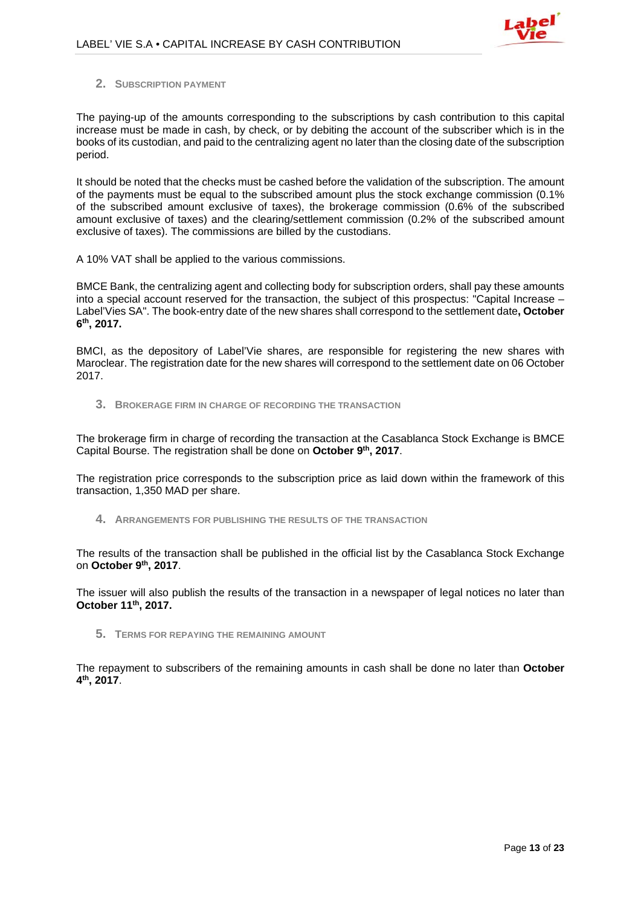## 2. Subscription payment

The paying-up of the amounts corresponding to the subscriptions by cash contribution to this capital increase must be made in cash, by check, or by debiting the account of the subscriber which is in the books of its custodian, and paid to the centralizing agent no later than the closing date of the subscription period.

It should be noted that the checks must be cashed before the validation of the subscription. The amount of the payments must be equal to the subscribed amount plus the stock exchange commission (0.1% of the subscribed amount exclusive of taxes), the brokerage commission (0.6% of the subscribed amount exclusive of taxes) and the clearing/settlement commission (0.2% of the subscribed amount exclusive of taxes). The commissions are billed by the custodians.

A 10% VAT shall be applied to the various commissions.

BMCE Bank, the centralizing agent and collecting body for subscription orders, shall pay these amounts into a special account reserved for the transaction, the subject of this prospectus: "Capital Increase – Label'Vies SA". The book-entry date of the new shares shall correspond to the settlement date**, October 6th, 2017.**

BMCI, as the depository of Label'Vie shares, are responsible for registering the new shares with Maroclear. The registration date for the new shares will correspond to the settlement date on 06 October 2017.

## 3. Brokerage firm in charge of recording the transaction

The brokerage firm in charge of recording the transaction at the Casablanca Stock Exchange is BMCE Capital Bourse. The registration shall be done on **October 9th, 2017**.

The registration price corresponds to the subscription price as laid down within the framework of this transaction, 1,350 MAD per share.

## 4. Arrangements for publishing the results of the transaction

The results of the transaction shall be published in the official list by the Casablanca Stock Exchange on **October 9th, 2017**.

The issuer will also publish the results of the transaction in a newspaper of legal notices no later than **October 11th, 2017.**

## 5. Terms for repaying the remaining amount

The repayment to subscribers of the remaining amounts in cash shall be done no later than **October 4th, 2017**.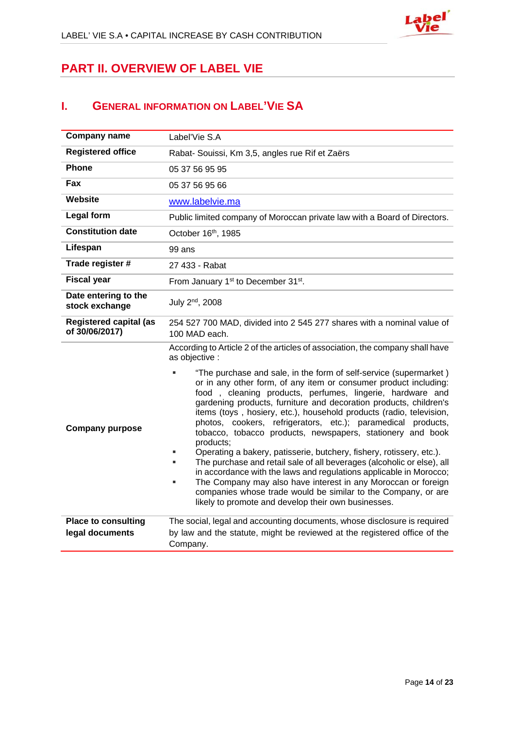# PART II. OVERVIEW OF LABEL VIE

## I. GENERAL INFORMATION ON LABEL'VIE SA

| | |
|---|---|
| **Company name** | Label'Vie S.A |
| **Registered office** | Rabat- Souissi, Km 3,5, angles rue Rif et Zaërs |
| **Phone** | 05 37 56 95 95 |
| **Fax** | 05 37 56 95 66 |
| **Website** | www.labelvie.ma |
| **Legal form** | Public limited company of Moroccan private law with a Board of Directors. |
| **Constitution date** | October 16th, 1985 |
| **Lifespan** | 99 ans |
| **Trade register #** | 27 433 - Rabat |
| **Fiscal year** | From January 1st to December 31st. |
| **Date entering to the stock exchange** | July 2nd, 2008 |
| **Registered capital (as of 30/06/2017)** | 254 527 700 MAD, divided into 2 545 277 shares with a nominal value of 100 MAD each. |
| **Company purpose** | According to Article 2 of the articles of association, the company shall have as objective :<br>▪ "The purchase and sale, in the form of self-service (supermarket ) or in any other form, of any item or consumer product including: food , cleaning products, perfumes, lingerie, hardware and gardening products, furniture and decoration products, children's items (toys , hosiery, etc.), household products (radio, television, photos, cookers, refrigerators, etc.); paramedical products, tobacco, tobacco products, newspapers, stationery and book products;<br>▪ Operating a bakery, patisserie, butchery, fishery, rotissery, etc.).<br>▪ The purchase and retail sale of all beverages (alcoholic or else), all in accordance with the laws and regulations applicable in Morocco;<br>▪ The Company may also have interest in any Moroccan or foreign companies whose trade would be similar to the Company, or are likely to promote and develop their own businesses. |
| **Place to consulting legal documents** | The social, legal and accounting documents, whose disclosure is required by law and the statute, might be reviewed at the registered office of the Company. |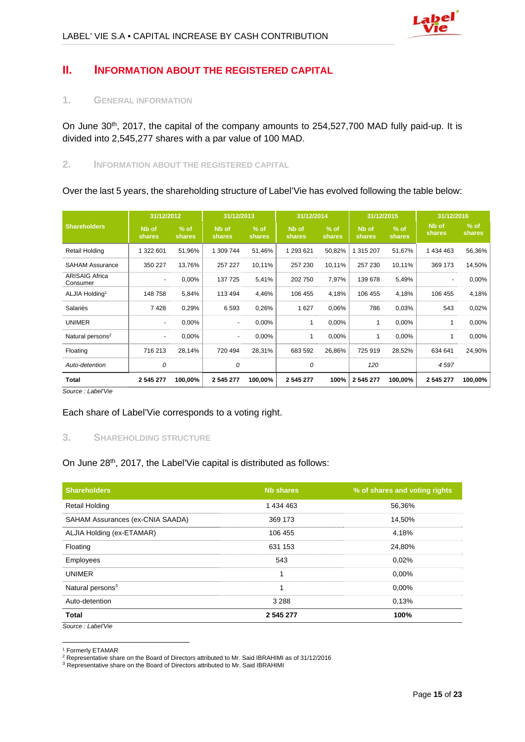## II. INFORMATION ABOUT THE REGISTERED CAPITAL

### 1. GENERAL INFORMATION

On June 30th, 2017, the capital of the company amounts to 254,527,700 MAD fully paid-up. It is divided into 2,545,277 shares with a par value of 100 MAD.

### 2. INFORMATION ABOUT THE REGISTERED CAPITAL

Over the last 5 years, the shareholding structure of Label'Vie has evolved following the table below:

| Shareholders | 31/12/2012 | | 31/12/2013 | | 31/12/2014 | | 31/12/2015 | | 31/12/2016 | |
|---|---|---|---|---|---|---|---|---|---|---|
| | Nb of shares | % of shares | Nb of shares | % of shares | Nb of shares | % of shares | Nb of shares | % of shares | Nb of shares | % of shares |
| Retail Holding | 1 322 601 | 51,96% | 1 309 744 | 51,46% | 1 293 621 | 50,82% | 1 315 207 | 51,67% | 1 434 463 | 56,36% |
| SAHAM Assurance | 350 227 | 13,76% | 257 227 | 10,11% | 257 230 | 10,11% | 257 230 | 10,11% | 369 173 | 14,50% |
| ARISAIG Africa Consumer | - | 0,00% | 137 725 | 5,41% | 202 750 | 7,97% | 139 678 | 5,49% | - | 0,00% |
| ALJIA Holding[1] | 148 758 | 5,84% | 113 494 | 4,46% | 106 455 | 4,18% | 106 455 | 4,18% | 106 455 | 4,18% |
| Salariés | 7 428 | 0,29% | 6 593 | 0,26% | 1 627 | 0,06% | 786 | 0,03% | 543 | 0,02% |
| UNIMER | - | 0,00% | - | 0,00% | 1 | 0,00% | 1 | 0,00% | 1 | 0,00% |
| Natural persons[2] | - | 0,00% | - | 0,00% | 1 | 0,00% | 1 | 0,00% | 1 | 0,00% |
| Floating | 716 213 | 28,14% | 720 494 | 28,31% | 683 592 | 26,86% | 725 919 | 28,52% | 634 641 | 24,90% |
| *Auto-detention* | *0* | | *0* | | *0* | | *120* | | *4 597* | |
| **Total** | **2 545 277** | **100,00%** | **2 545 277** | **100,00%** | **2 545 277** | **100%** | **2 545 277** | **100,00%** | **2 545 277** | **100,00%** |

*Source : Label'Vie*

Each share of Label'Vie corresponds to a voting right.

### 3. SHAREHOLDING STRUCTURE

On June 28th, 2017, the Label'Vie capital is distributed as follows:

| Shareholders | Nb shares | % of shares and voting rights |
|---|---|---|
| Retail Holding | 1 434 463 | 56,36% |
| SAHAM Assurances (ex-CNIA SAADA) | 369 173 | 14,50% |
| ALJIA Holding (ex-ETAMAR) | 106 455 | 4,18% |
| Floating | 631 153 | 24,80% |
| Employees | 543 | 0,02% |
| UNIMER | 1 | 0,00% |
| Natural persons[3] | 1 | 0,00% |
| Auto-detention | 3 288 | 0,13% |
| **Total** | **2 545 277** | **100%** |

*Source : Label'Vie*

[1] Formerly ETAMAR
[2] Representative share on the Board of Directors attributed to Mr. Said IBRAHIMI as of 31/12/2016
[3] Representative share on the Board of Directors attributed to Mr. Said IBRAHIMI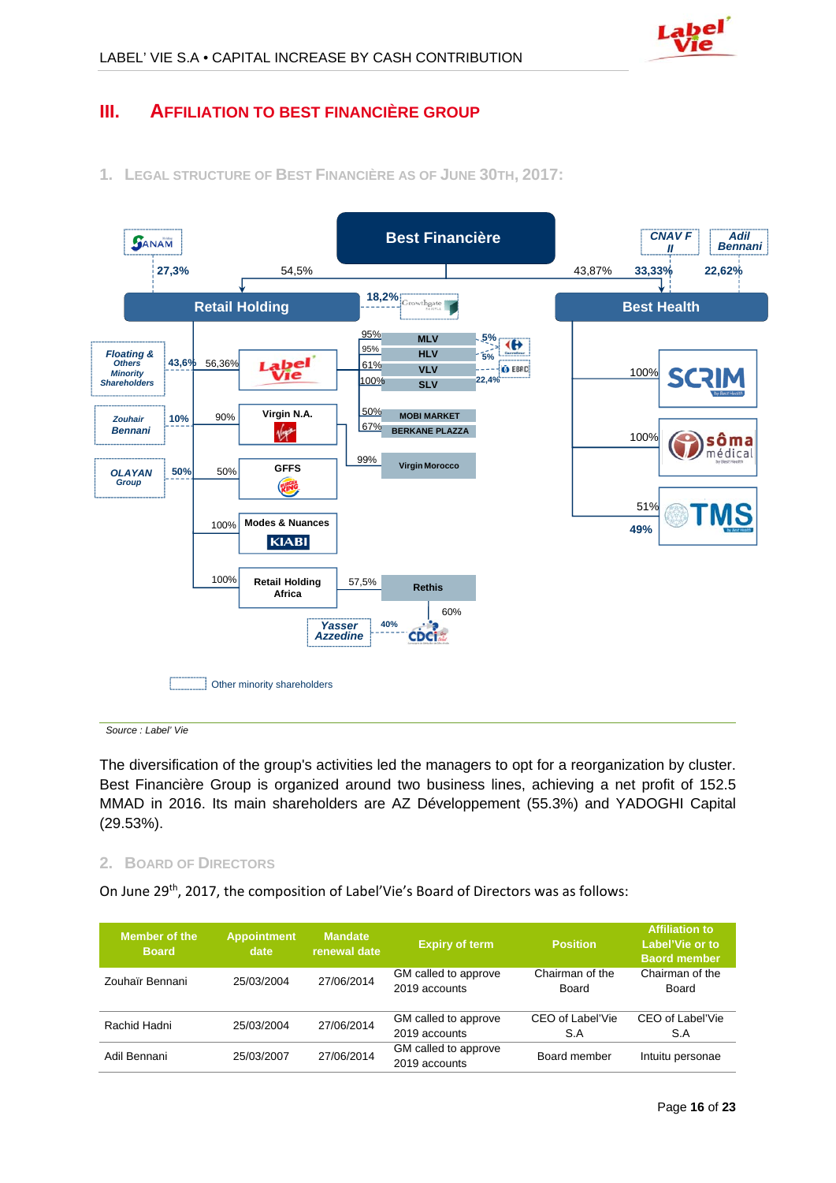# III. AFFILIATION TO BEST FINANCIÈRE GROUP

## 1. LEGAL STRUCTURE OF BEST FINANCIÈRE AS OF JUNE 30TH, 2017:

Best Financière

SANAM 27,3% — 54,5% — Retail Holding

43,87% — Best Health — CNAV F II 33,33% — Adil Bennani 22,62%

Retail Holding — 18,2% Growthgate

Floating & Others Minority Shareholders 43,6% — 56,36% Label'Vie

Label'Vie: MLV 95%, HLV 95%, VLV 61%, SLV 100%; Carrefour 5% (MLV), 5% (HLV); EBRD 22,4%

Label'Vie: MOBI MARKET 50%, BERKANE PLAZZA 67%

Zouhair Bennani 10% — 90% Virgin N.A. — 99% Virgin Morocco

OLAYAN Group 50% — 50% GFFS

100% Modes & Nuances (KIABI)

100% Retail Holding Africa — 57,5% Rethis — 60% CDCI; Yasser Azzedine 40%

Best Health: 100% SCRIM; 100% sôma médical; 51% TMS, 49%

Other minority shareholders

Source : Label' Vie

The diversification of the group's activities led the managers to opt for a reorganization by cluster. Best Financière Group is organized around two business lines, achieving a net profit of 152.5 MMAD in 2016. Its main shareholders are AZ Développement (55.3%) and YADOGHI Capital (29.53%).

## 2. BOARD OF DIRECTORS

On June 29th, 2017, the composition of Label'Vie's Board of Directors was as follows:

| Member of the Board | Appointment date | Mandate renewal date | Expiry of term | Position | Affiliation to Label'Vie or to Board member |
|---|---|---|---|---|---|
| Zouhaïr Bennani | 25/03/2004 | 27/06/2014 | GM called to approve 2019 accounts | Chairman of the Board | Chairman of the Board |
| Rachid Hadni | 25/03/2004 | 27/06/2014 | GM called to approve 2019 accounts | CEO of Label'Vie S.A | CEO of Label'Vie S.A |
| Adil Bennani | 25/03/2007 | 27/06/2014 | GM called to approve 2019 accounts | Board member | Intuitu personae |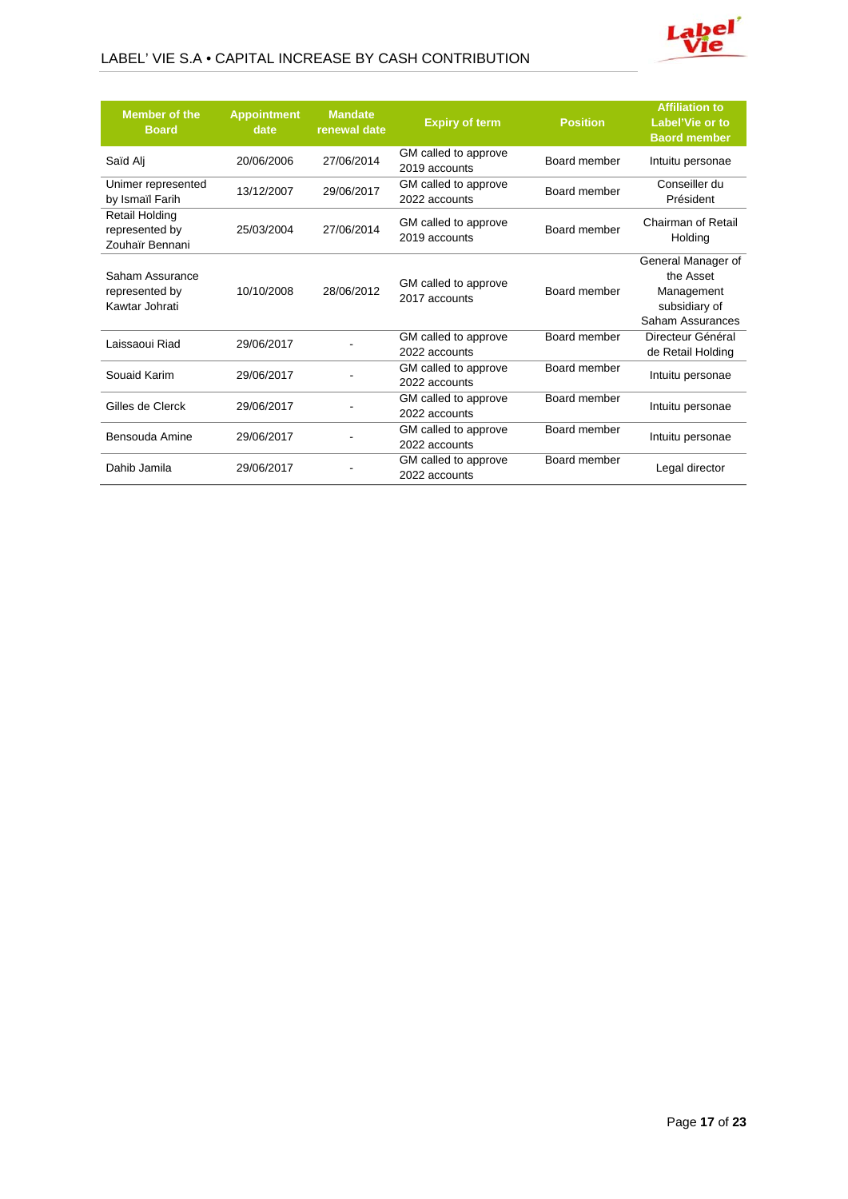| Member of the Board | Appointment date | Mandate renewal date | Expiry of term | Position | Affiliation to Label'Vie or to Baord member |
|---|---|---|---|---|---|
| Saïd Alj | 20/06/2006 | 27/06/2014 | GM called to approve 2019 accounts | Board member | Intuitu personae |
| Unimer represented by Ismaïl Farih | 13/12/2007 | 29/06/2017 | GM called to approve 2022 accounts | Board member | Conseiller du Président |
| Retail Holding represented by Zouhaïr Bennani | 25/03/2004 | 27/06/2014 | GM called to approve 2019 accounts | Board member | Chairman of Retail Holding |
| Saham Assurance represented by Kawtar Johrati | 10/10/2008 | 28/06/2012 | GM called to approve 2017 accounts | Board member | General Manager of the Asset Management subsidiary of Saham Assurances |
| Laissaoui Riad | 29/06/2017 | - | GM called to approve 2022 accounts | Board member | Directeur Général de Retail Holding |
| Souaid Karim | 29/06/2017 | - | GM called to approve 2022 accounts | Board member | Intuitu personae |
| Gilles de Clerck | 29/06/2017 | - | GM called to approve 2022 accounts | Board member | Intuitu personae |
| Bensouda Amine | 29/06/2017 | - | GM called to approve 2022 accounts | Board member | Intuitu personae |
| Dahib Jamila | 29/06/2017 | - | GM called to approve 2022 accounts | Board member | Legal director |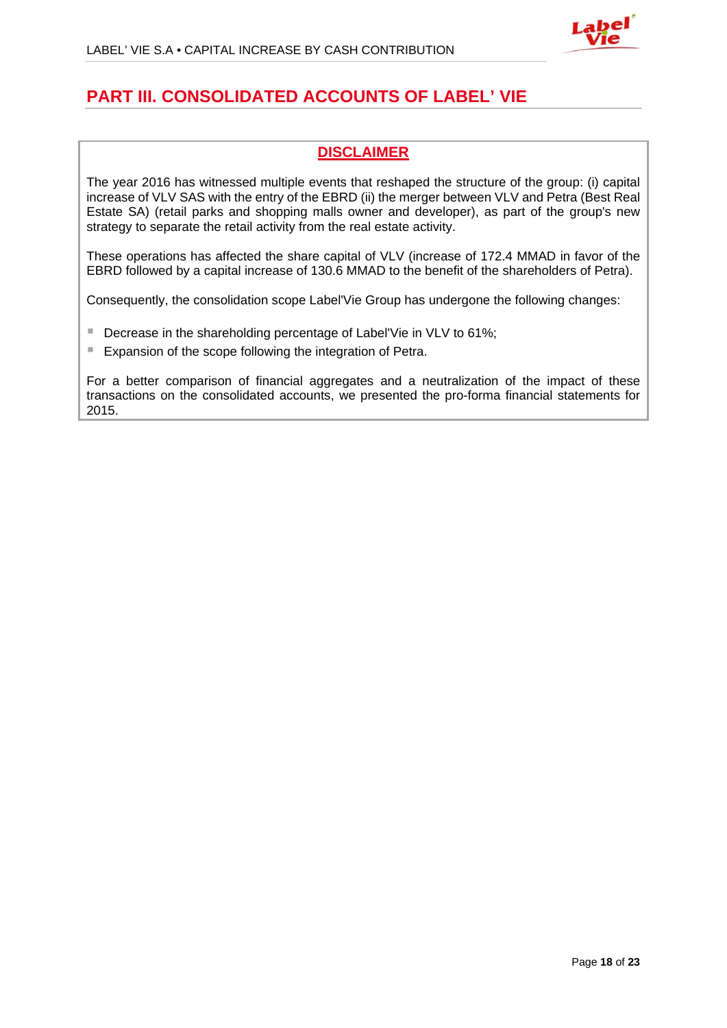# PART III. CONSOLIDATED ACCOUNTS OF LABEL' VIE

## DISCLAIMER

The year 2016 has witnessed multiple events that reshaped the structure of the group: (i) capital increase of VLV SAS with the entry of the EBRD (ii) the merger between VLV and Petra (Best Real Estate SA) (retail parks and shopping malls owner and developer), as part of the group's new strategy to separate the retail activity from the real estate activity.

These operations has affected the share capital of VLV (increase of 172.4 MMAD in favor of the EBRD followed by a capital increase of 130.6 MMAD to the benefit of the shareholders of Petra).

Consequently, the consolidation scope Label'Vie Group has undergone the following changes:

- Decrease in the shareholding percentage of Label'Vie in VLV to 61%;
- Expansion of the scope following the integration of Petra.

For a better comparison of financial aggregates and a neutralization of the impact of these transactions on the consolidated accounts, we presented the pro-forma financial statements for 2015.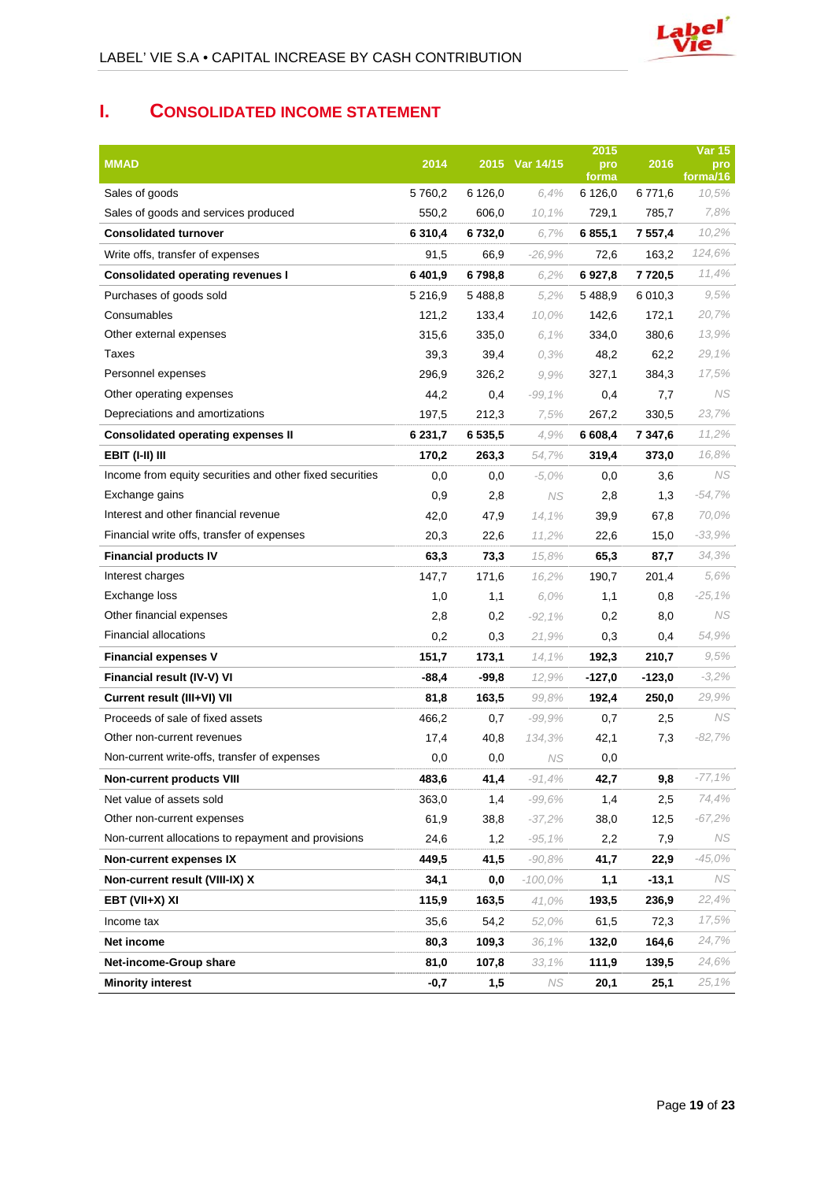# I. CONSOLIDATED INCOME STATEMENT

| MMAD | 2014 | 2015 | Var 14/15 | 2015 pro forma | 2016 | Var 15 pro forma/16 |
|---|---|---|---|---|---|---|
| Sales of goods | 5 760,2 | 6 126,0 | 6,4% | 6 126,0 | 6 771,6 | 10,5% |
| Sales of goods and services produced | 550,2 | 606,0 | 10,1% | 729,1 | 785,7 | 7,8% |
| **Consolidated turnover** | **6 310,4** | **6 732,0** | 6,7% | **6 855,1** | **7 557,4** | 10,2% |
| Write offs, transfer of expenses | 91,5 | 66,9 | -26,9% | 72,6 | 163,2 | 124,6% |
| **Consolidated operating revenues I** | **6 401,9** | **6 798,8** | 6,2% | **6 927,8** | **7 720,5** | 11,4% |
| Purchases of goods sold | 5 216,9 | 5 488,8 | 5,2% | 5 488,9 | 6 010,3 | 9,5% |
| Consumables | 121,2 | 133,4 | 10,0% | 142,6 | 172,1 | 20,7% |
| Other external expenses | 315,6 | 335,0 | 6,1% | 334,0 | 380,6 | 13,9% |
| Taxes | 39,3 | 39,4 | 0,3% | 48,2 | 62,2 | 29,1% |
| Personnel expenses | 296,9 | 326,2 | 9,9% | 327,1 | 384,3 | 17,5% |
| Other operating expenses | 44,2 | 0,4 | -99,1% | 0,4 | 7,7 | NS |
| Depreciations and amortizations | 197,5 | 212,3 | 7,5% | 267,2 | 330,5 | 23,7% |
| **Consolidated operating expenses II** | **6 231,7** | **6 535,5** | 4,9% | **6 608,4** | **7 347,6** | 11,2% |
| **EBIT (I-II) III** | **170,2** | **263,3** | 54,7% | **319,4** | **373,0** | 16,8% |
| Income from equity securities and other fixed securities | 0,0 | 0,0 | -5,0% | 0,0 | 3,6 | NS |
| Exchange gains | 0,9 | 2,8 | NS | 2,8 | 1,3 | -54,7% |
| Interest and other financial revenue | 42,0 | 47,9 | 14,1% | 39,9 | 67,8 | 70,0% |
| Financial write offs, transfer of expenses | 20,3 | 22,6 | 11,2% | 22,6 | 15,0 | -33,9% |
| **Financial products IV** | **63,3** | **73,3** | 15,8% | **65,3** | **87,7** | 34,3% |
| Interest charges | 147,7 | 171,6 | 16,2% | 190,7 | 201,4 | 5,6% |
| Exchange loss | 1,0 | 1,1 | 6,0% | 1,1 | 0,8 | -25,1% |
| Other financial expenses | 2,8 | 0,2 | -92,1% | 0,2 | 8,0 | NS |
| Financial allocations | 0,2 | 0,3 | 21,9% | 0,3 | 0,4 | 54,9% |
| **Financial expenses V** | **151,7** | **173,1** | 14,1% | **192,3** | **210,7** | 9,5% |
| **Financial result (IV-V) VI** | **-88,4** | **-99,8** | 12,9% | **-127,0** | **-123,0** | -3,2% |
| **Current result (III+VI) VII** | **81,8** | **163,5** | 99,8% | **192,4** | **250,0** | 29,9% |
| Proceeds of sale of fixed assets | 466,2 | 0,7 | -99,9% | 0,7 | 2,5 | NS |
| Other non-current revenues | 17,4 | 40,8 | 134,3% | 42,1 | 7,3 | -82,7% |
| Non-current write-offs, transfer of expenses | 0,0 | 0,0 | NS | 0,0 | | |
| **Non-current products VIII** | **483,6** | **41,4** | -91,4% | **42,7** | **9,8** | -77,1% |
| Net value of assets sold | 363,0 | 1,4 | -99,6% | 1,4 | 2,5 | 74,4% |
| Other non-current expenses | 61,9 | 38,8 | -37,2% | 38,0 | 12,5 | -67,2% |
| Non-current allocations to repayment and provisions | 24,6 | 1,2 | -95,1% | 2,2 | 7,9 | NS |
| **Non-current expenses IX** | **449,5** | **41,5** | -90,8% | **41,7** | **22,9** | -45,0% |
| **Non-current result (VIII-IX) X** | **34,1** | **0,0** | -100,0% | **1,1** | **-13,1** | NS |
| **EBT (VII+X) XI** | **115,9** | **163,5** | 41,0% | **193,5** | **236,9** | 22,4% |
| Income tax | 35,6 | 54,2 | 52,0% | 61,5 | 72,3 | 17,5% |
| **Net income** | **80,3** | **109,3** | 36,1% | **132,0** | **164,6** | 24,7% |
| **Net-income-Group share** | **81,0** | **107,8** | 33,1% | **111,9** | **139,5** | 24,6% |
| **Minority interest** | **-0,7** | **1,5** | NS | **20,1** | **25,1** | 25,1% |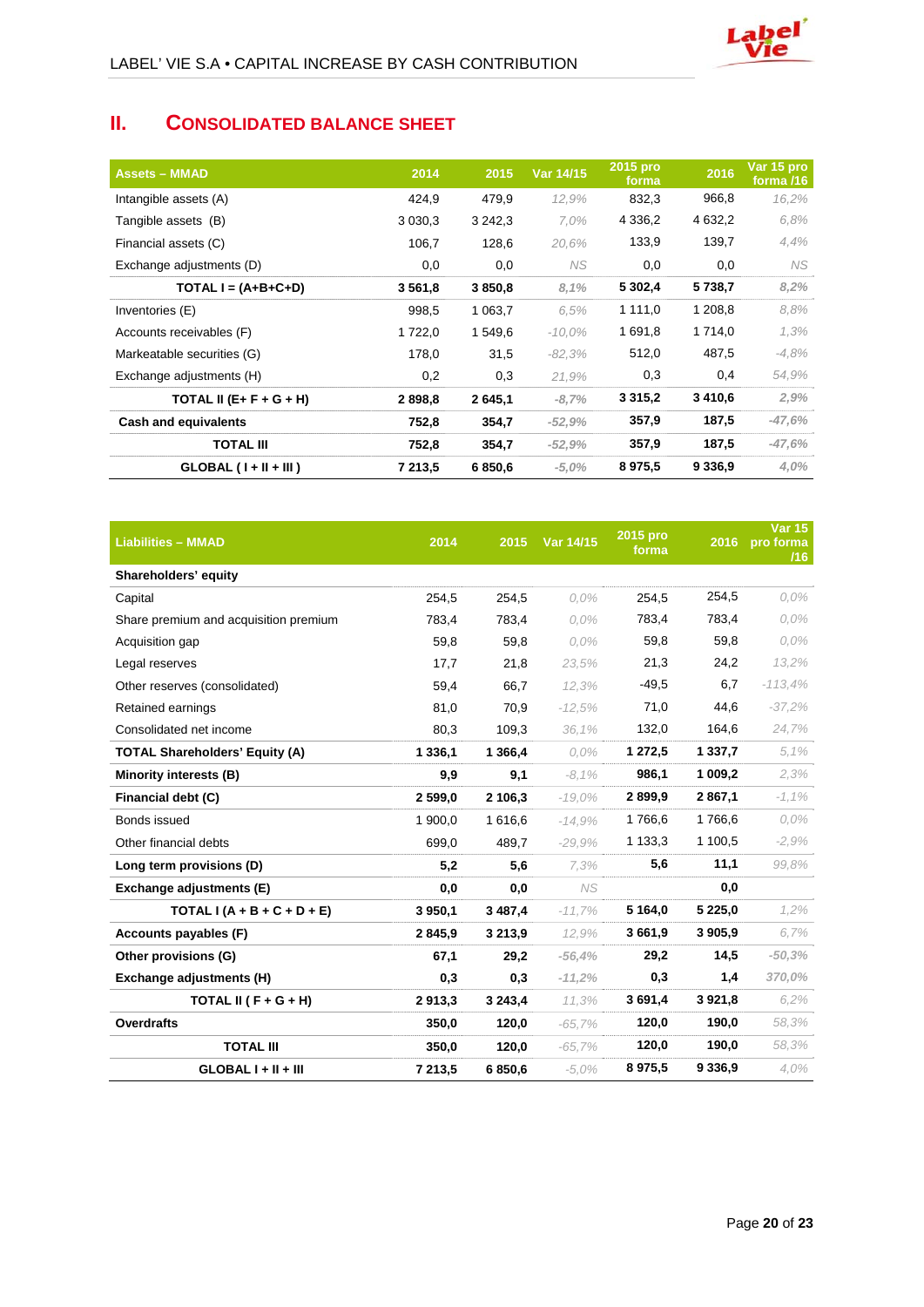## II. CONSOLIDATED BALANCE SHEET

| Assets – MMAD | 2014 | 2015 | Var 14/15 | 2015 pro forma | 2016 | Var 15 pro forma /16 |
|---|---|---|---|---|---|---|
| Intangible assets (A) | 424,9 | 479,9 | 12,9% | 832,3 | 966,8 | 16,2% |
| Tangible assets (B) | 3 030,3 | 3 242,3 | 7,0% | 4 336,2 | 4 632,2 | 6,8% |
| Financial assets (C) | 106,7 | 128,6 | 20,6% | 133,9 | 139,7 | 4,4% |
| Exchange adjustments (D) | 0,0 | 0,0 | NS | 0,0 | 0,0 | NS |
| **TOTAL I = (A+B+C+D)** | **3 561,8** | **3 850,8** | 8,1% | **5 302,4** | **5 738,7** | 8,2% |
| Inventories (E) | 998,5 | 1 063,7 | 6,5% | 1 111,0 | 1 208,8 | 8,8% |
| Accounts receivables (F) | 1 722,0 | 1 549,6 | -10,0% | 1 691,8 | 1 714,0 | 1,3% |
| Markeatable securities (G) | 178,0 | 31,5 | -82,3% | 512,0 | 487,5 | -4,8% |
| Exchange adjustments (H) | 0,2 | 0,3 | 21,9% | 0,3 | 0,4 | 54,9% |
| **TOTAL II (E+ F + G + H)** | **2 898,8** | **2 645,1** | -8,7% | **3 315,2** | **3 410,6** | 2,9% |
| **Cash and equivalents** | **752,8** | **354,7** | -52,9% | **357,9** | **187,5** | -47,6% |
| **TOTAL III** | **752,8** | **354,7** | -52,9% | **357,9** | **187,5** | -47,6% |
| **GLOBAL ( I + II + III )** | **7 213,5** | **6 850,6** | -5,0% | **8 975,5** | **9 336,9** | 4,0% |

| Liabilities – MMAD | 2014 | 2015 | Var 14/15 | 2015 pro forma | 2016 | Var 15 pro forma /16 |
|---|---|---|---|---|---|---|
| **Shareholders' equity** | | | | | | |
| Capital | 254,5 | 254,5 | 0,0% | 254,5 | 254,5 | 0,0% |
| Share premium and acquisition premium | 783,4 | 783,4 | 0,0% | 783,4 | 783,4 | 0,0% |
| Acquisition gap | 59,8 | 59,8 | 0,0% | 59,8 | 59,8 | 0,0% |
| Legal reserves | 17,7 | 21,8 | 23,5% | 21,3 | 24,2 | 13,2% |
| Other reserves (consolidated) | 59,4 | 66,7 | 12,3% | -49,5 | 6,7 | -113,4% |
| Retained earnings | 81,0 | 70,9 | -12,5% | 71,0 | 44,6 | -37,2% |
| Consolidated net income | 80,3 | 109,3 | 36,1% | 132,0 | 164,6 | 24,7% |
| **TOTAL Shareholders' Equity (A)** | **1 336,1** | **1 366,4** | 0,0% | **1 272,5** | **1 337,7** | 5,1% |
| **Minority interests (B)** | **9,9** | **9,1** | -8,1% | **986,1** | **1 009,2** | 2,3% |
| **Financial debt (C)** | **2 599,0** | **2 106,3** | -19,0% | **2 899,9** | **2 867,1** | -1,1% |
| Bonds issued | 1 900,0 | 1 616,6 | -14,9% | 1 766,6 | 1 766,6 | 0,0% |
| Other financial debts | 699,0 | 489,7 | -29,9% | 1 133,3 | 1 100,5 | -2,9% |
| **Long term provisions (D)** | **5,2** | **5,6** | 7,3% | **5,6** | **11,1** | 99,8% |
| **Exchange adjustments (E)** | **0,0** | **0,0** | NS | | **0,0** | |
| **TOTAL I (A + B + C + D + E)** | **3 950,1** | **3 487,4** | -11,7% | **5 164,0** | **5 225,0** | 1,2% |
| **Accounts payables (F)** | **2 845,9** | **3 213,9** | 12,9% | **3 661,9** | **3 905,9** | 6,7% |
| **Other provisions (G)** | **67,1** | **29,2** | -56,4% | **29,2** | **14,5** | -50,3% |
| **Exchange adjustments (H)** | **0,3** | **0,3** | -11,2% | **0,3** | **1,4** | 370,0% |
| **TOTAL II ( F + G + H)** | **2 913,3** | **3 243,4** | 11,3% | **3 691,4** | **3 921,8** | 6,2% |
| **Overdrafts** | **350,0** | **120,0** | -65,7% | **120,0** | **190,0** | 58,3% |
| **TOTAL III** | **350,0** | **120,0** | -65,7% | **120,0** | **190,0** | 58,3% |
| **GLOBAL I + II + III** | **7 213,5** | **6 850,6** | -5,0% | **8 975,5** | **9 336,9** | 4,0% |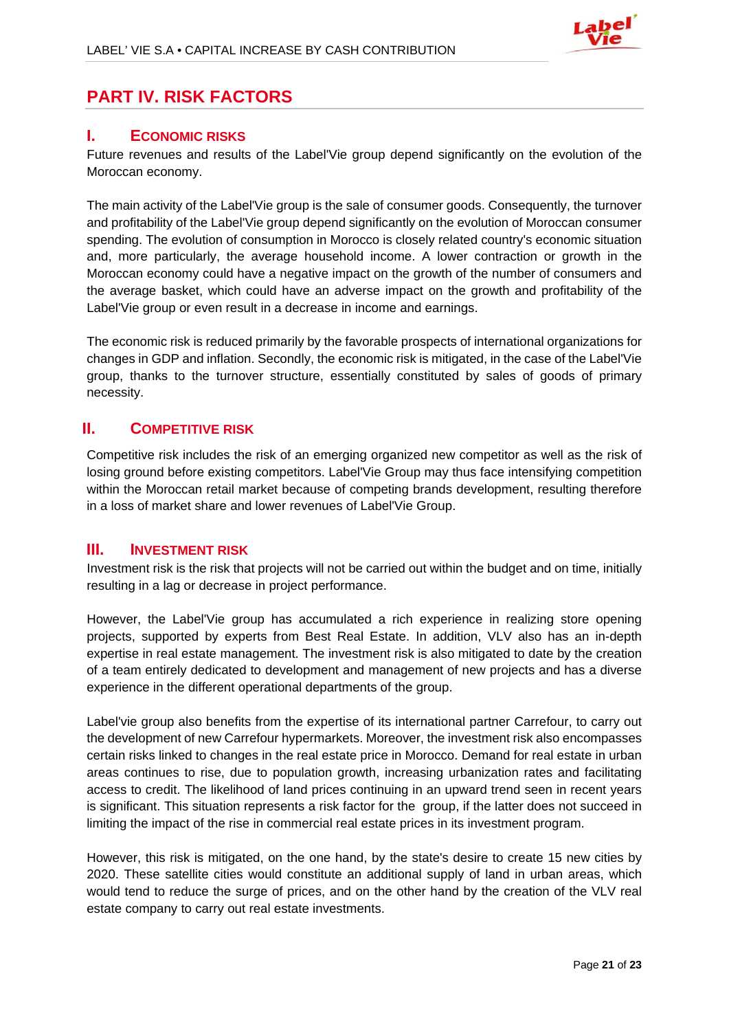# PART IV. RISK FACTORS

## I. Economic Risks

Future revenues and results of the Label'Vie group depend significantly on the evolution of the Moroccan economy.

The main activity of the Label'Vie group is the sale of consumer goods. Consequently, the turnover and profitability of the Label'Vie group depend significantly on the evolution of Moroccan consumer spending. The evolution of consumption in Morocco is closely related country's economic situation and, more particularly, the average household income. A lower contraction or growth in the Moroccan economy could have a negative impact on the growth of the number of consumers and the average basket, which could have an adverse impact on the growth and profitability of the Label'Vie group or even result in a decrease in income and earnings.

The economic risk is reduced primarily by the favorable prospects of international organizations for changes in GDP and inflation. Secondly, the economic risk is mitigated, in the case of the Label'Vie group, thanks to the turnover structure, essentially constituted by sales of goods of primary necessity.

## II. Competitive Risk

Competitive risk includes the risk of an emerging organized new competitor as well as the risk of losing ground before existing competitors. Label'Vie Group may thus face intensifying competition within the Moroccan retail market because of competing brands development, resulting therefore in a loss of market share and lower revenues of Label'Vie Group.

## III. Investment Risk

Investment risk is the risk that projects will not be carried out within the budget and on time, initially resulting in a lag or decrease in project performance.

However, the Label'Vie group has accumulated a rich experience in realizing store opening projects, supported by experts from Best Real Estate. In addition, VLV also has an in-depth expertise in real estate management. The investment risk is also mitigated to date by the creation of a team entirely dedicated to development and management of new projects and has a diverse experience in the different operational departments of the group.

Label'vie group also benefits from the expertise of its international partner Carrefour, to carry out the development of new Carrefour hypermarkets. Moreover, the investment risk also encompasses certain risks linked to changes in the real estate price in Morocco. Demand for real estate in urban areas continues to rise, due to population growth, increasing urbanization rates and facilitating access to credit. The likelihood of land prices continuing in an upward trend seen in recent years is significant. This situation represents a risk factor for the group, if the latter does not succeed in limiting the impact of the rise in commercial real estate prices in its investment program.

However, this risk is mitigated, on the one hand, by the state's desire to create 15 new cities by 2020. These satellite cities would constitute an additional supply of land in urban areas, which would tend to reduce the surge of prices, and on the other hand by the creation of the VLV real estate company to carry out real estate investments.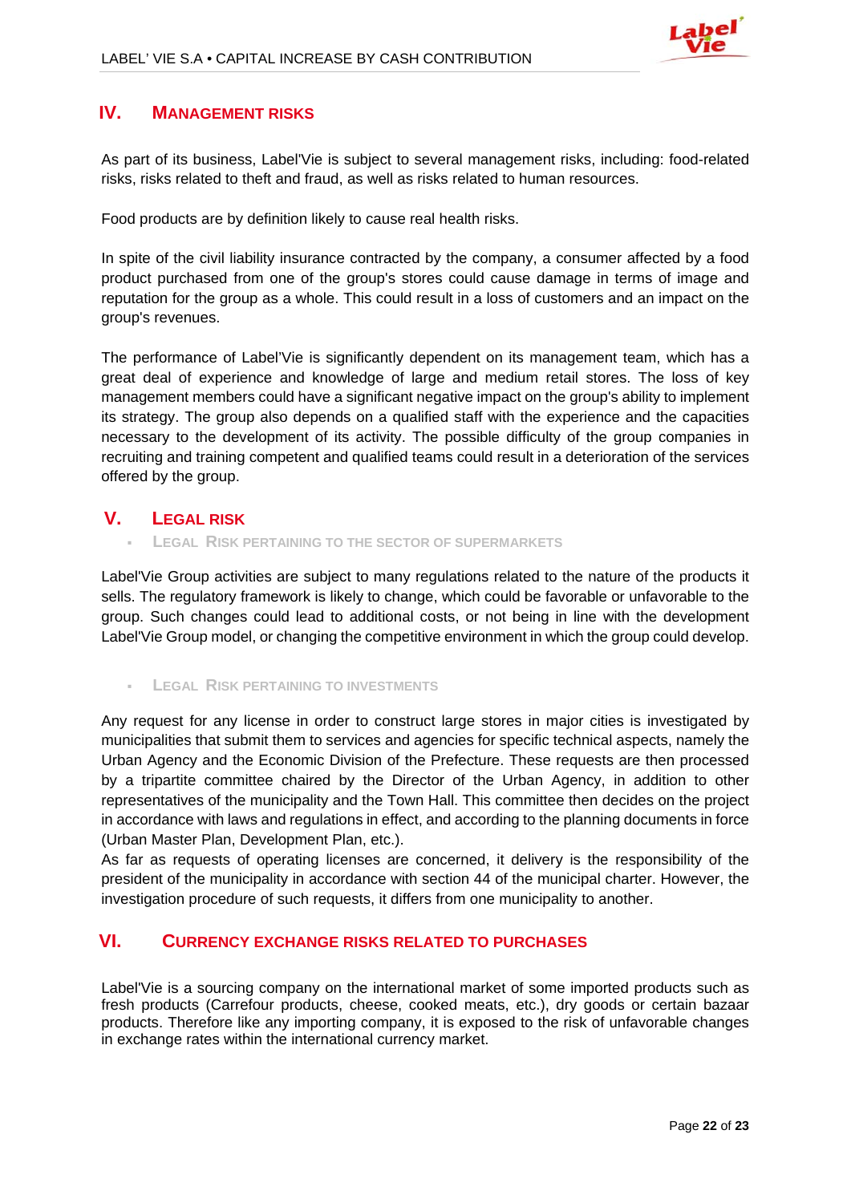## IV. MANAGEMENT RISKS

As part of its business, Label'Vie is subject to several management risks, including: food-related risks, risks related to theft and fraud, as well as risks related to human resources.

Food products are by definition likely to cause real health risks.

In spite of the civil liability insurance contracted by the company, a consumer affected by a food product purchased from one of the group's stores could cause damage in terms of image and reputation for the group as a whole. This could result in a loss of customers and an impact on the group's revenues.

The performance of Label'Vie is significantly dependent on its management team, which has a great deal of experience and knowledge of large and medium retail stores. The loss of key management members could have a significant negative impact on the group's ability to implement its strategy. The group also depends on a qualified staff with the experience and the capacities necessary to the development of its activity. The possible difficulty of the group companies in recruiting and training competent and qualified teams could result in a deterioration of the services offered by the group.

## V. LEGAL RISK

### LEGAL RISK PERTAINING TO THE SECTOR OF SUPERMARKETS

Label'Vie Group activities are subject to many regulations related to the nature of the products it sells. The regulatory framework is likely to change, which could be favorable or unfavorable to the group. Such changes could lead to additional costs, or not being in line with the development Label'Vie Group model, or changing the competitive environment in which the group could develop.

### LEGAL RISK PERTAINING TO INVESTMENTS

Any request for any license in order to construct large stores in major cities is investigated by municipalities that submit them to services and agencies for specific technical aspects, namely the Urban Agency and the Economic Division of the Prefecture. These requests are then processed by a tripartite committee chaired by the Director of the Urban Agency, in addition to other representatives of the municipality and the Town Hall. This committee then decides on the project in accordance with laws and regulations in effect, and according to the planning documents in force (Urban Master Plan, Development Plan, etc.).
As far as requests of operating licenses are concerned, it delivery is the responsibility of the president of the municipality in accordance with section 44 of the municipal charter. However, the investigation procedure of such requests, it differs from one municipality to another.

## VI. CURRENCY EXCHANGE RISKS RELATED TO PURCHASES

Label'Vie is a sourcing company on the international market of some imported products such as fresh products (Carrefour products, cheese, cooked meats, etc.), dry goods or certain bazaar products. Therefore like any importing company, it is exposed to the risk of unfavorable changes in exchange rates within the international currency market.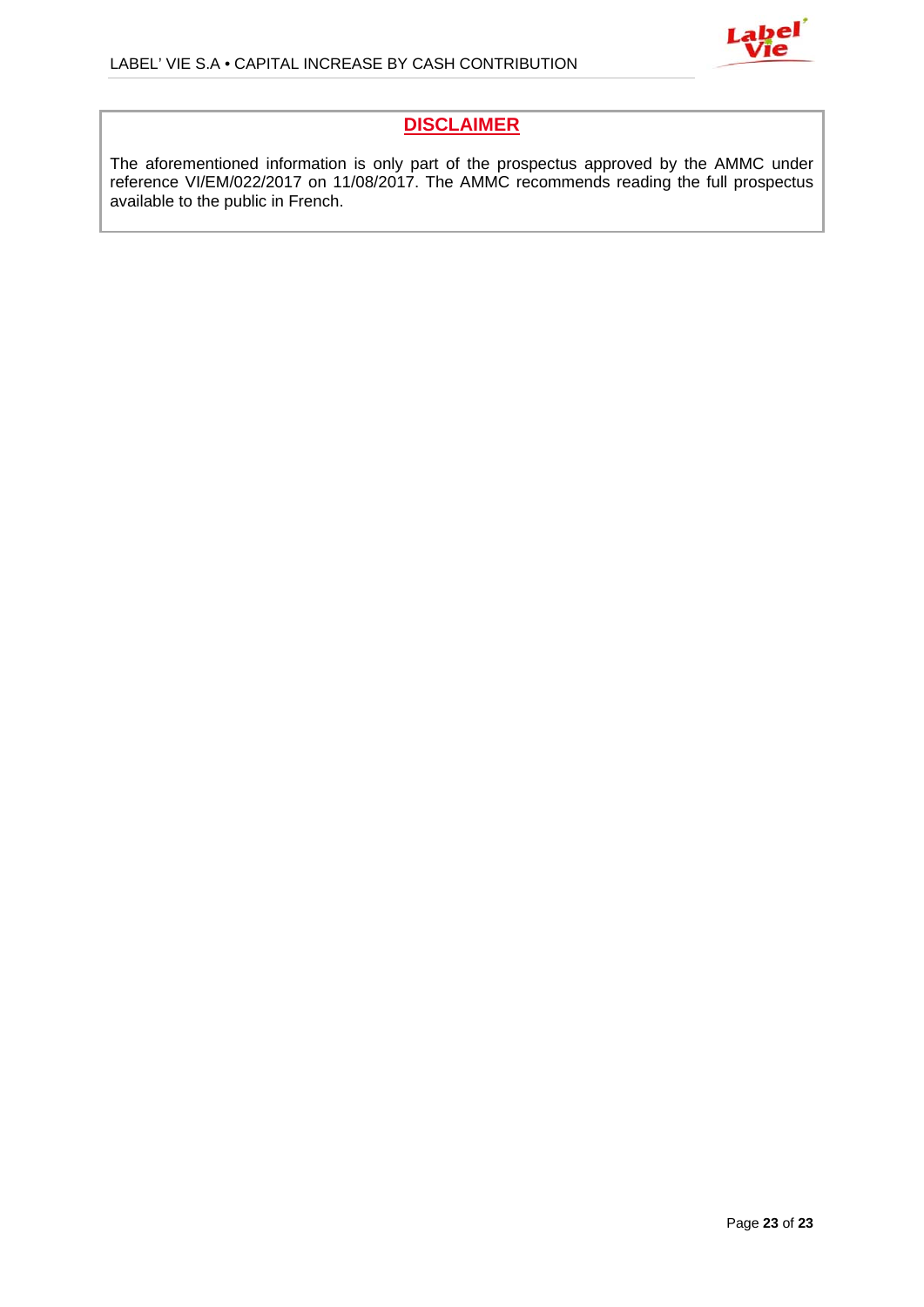## DISCLAIMER

The aforementioned information is only part of the prospectus approved by the AMMC under reference VI/EM/022/2017 on 11/08/2017. The AMMC recommends reading the full prospectus available to the public in French.